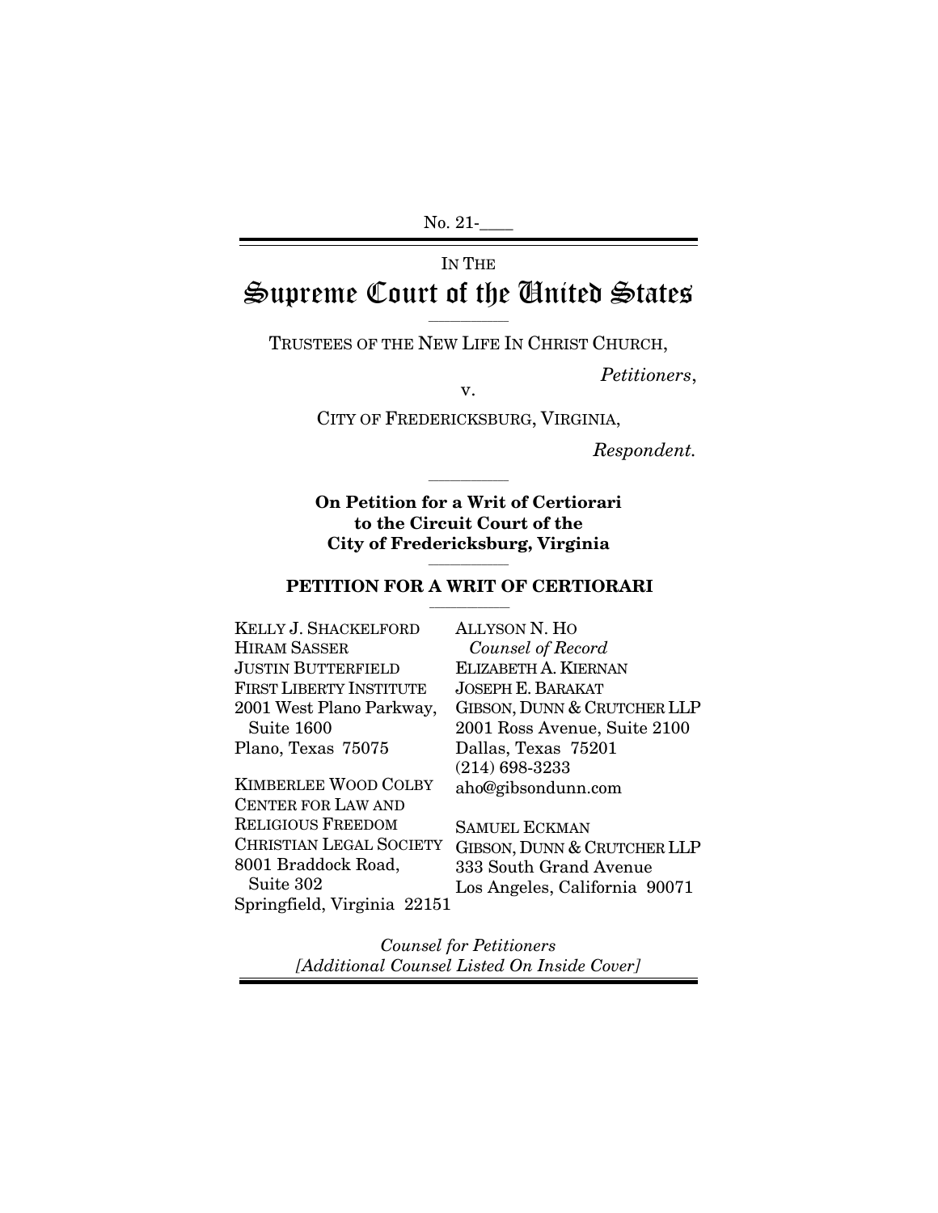No. 21-____

IN THE

# Supreme Court of the United States

---

TRUSTEES OF THE NEW LIFE IN CHRIST CHURCH,

*Petitioners*,

v.

CITY OF FREDERICKSBURG, VIRGINIA,

*Respondent.*

---

**On Petition for a Writ of Certiorari to the Circuit Court of the City of Fredericksburg, Virginia**

---

**PETITION FOR A WRIT OF CERTIORARI**

---

KELLY J. SHACKELFORD
HIRAM SASSER
JUSTIN BUTTERFIELD
FIRST LIBERTY INSTITUTE
2001 West Plano Parkway, Suite 1600
Plano, Texas 75075

KIMBERLEE WOOD COLBY
CENTER FOR LAW AND RELIGIOUS FREEDOM
CHRISTIAN LEGAL SOCIETY
8001 Braddock Road, Suite 302
Springfield, Virginia 22151

ALLYSON N. HO
*Counsel of Record*
ELIZABETH A. KIERNAN
JOSEPH E. BARAKAT
GIBSON, DUNN & CRUTCHER LLP
2001 Ross Avenue, Suite 2100
Dallas, Texas 75201
(214) 698-3233
aho@gibsondunn.com

SAMUEL ECKMAN
GIBSON, DUNN & CRUTCHER LLP
333 South Grand Avenue
Los Angeles, California 90071

*Counsel for Petitioners*
*[Additional Counsel Listed On Inside Cover]*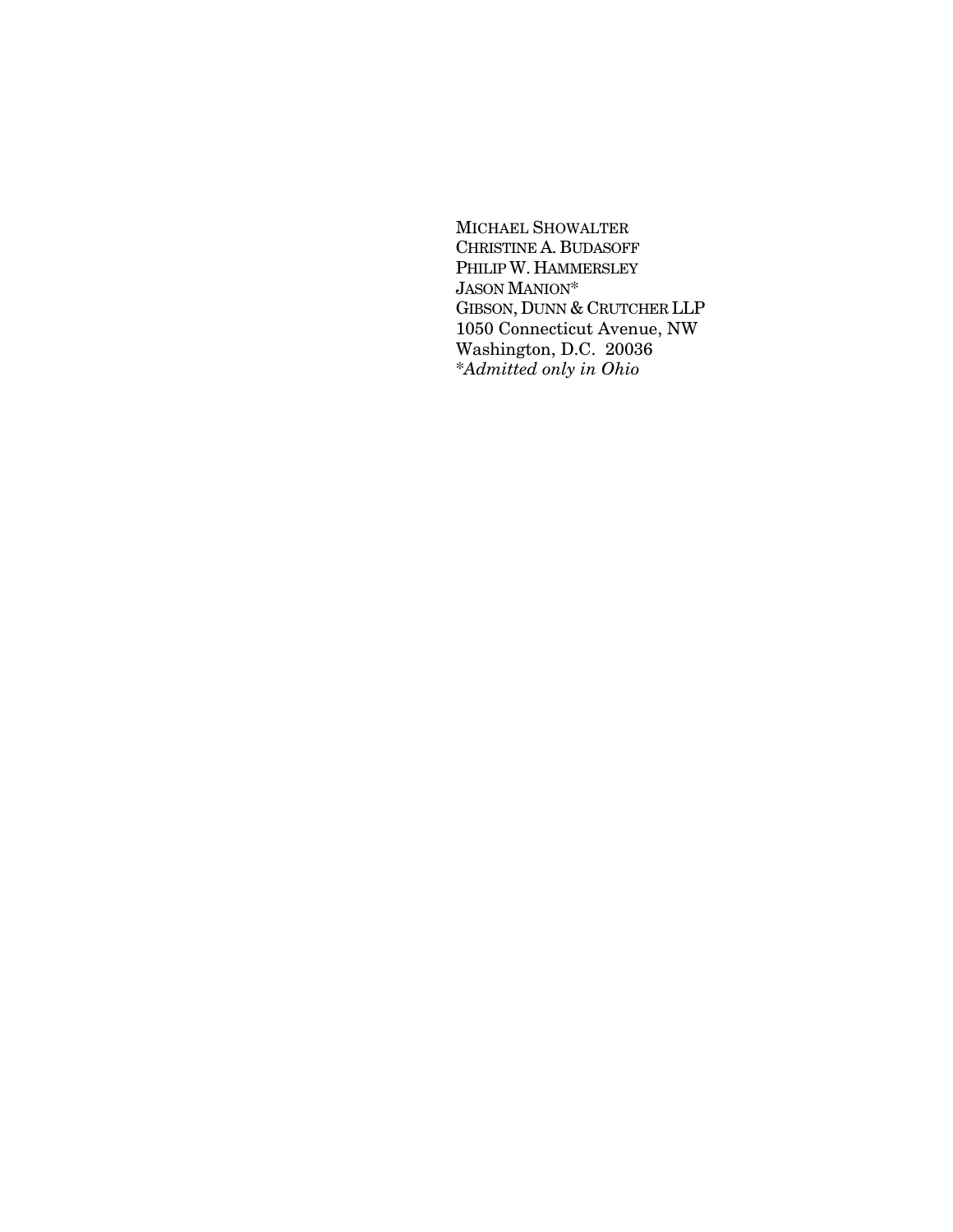MICHAEL SHOWALTER
CHRISTINE A. BUDASOFF
PHILIP W. HAMMERSLEY
JASON MANION*
GIBSON, DUNN & CRUTCHER LLP
1050 Connecticut Avenue, NW
Washington, D.C. 20036
*Admitted only in Ohio*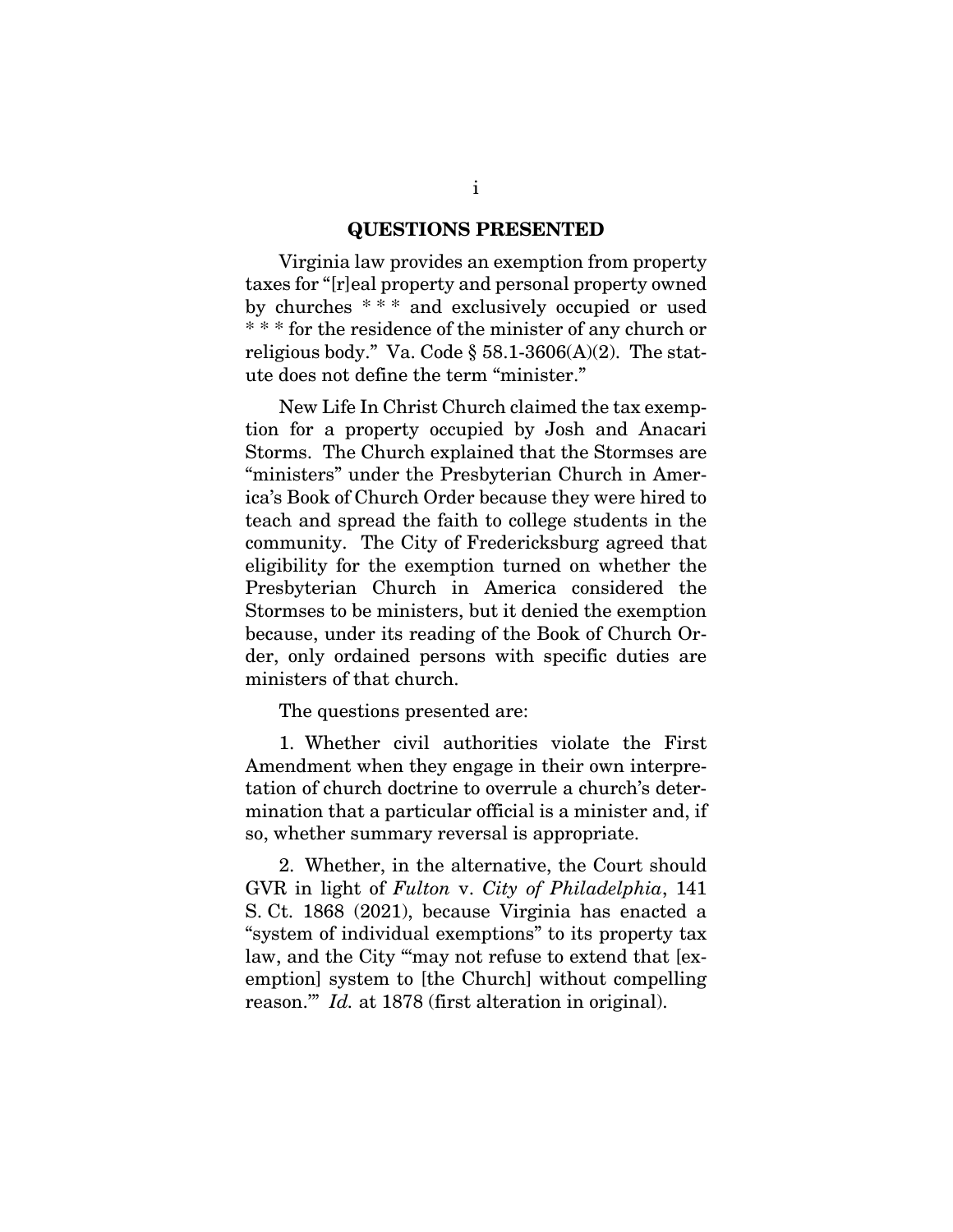## QUESTIONS PRESENTED

Virginia law provides an exemption from property taxes for "[r]eal property and personal property owned by churches * * * and exclusively occupied or used * * * for the residence of the minister of any church or religious body." Va. Code § 58.1-3606(A)(2). The statute does not define the term "minister."

New Life In Christ Church claimed the tax exemption for a property occupied by Josh and Anacari Storms. The Church explained that the Stormses are "ministers" under the Presbyterian Church in America's Book of Church Order because they were hired to teach and spread the faith to college students in the community. The City of Fredericksburg agreed that eligibility for the exemption turned on whether the Presbyterian Church in America considered the Stormses to be ministers, but it denied the exemption because, under its reading of the Book of Church Order, only ordained persons with specific duties are ministers of that church.

The questions presented are:

1. Whether civil authorities violate the First Amendment when they engage in their own interpretation of church doctrine to overrule a church's determination that a particular official is a minister and, if so, whether summary reversal is appropriate.

2. Whether, in the alternative, the Court should GVR in light of *Fulton* v. *City of Philadelphia*, 141 S. Ct. 1868 (2021), because Virginia has enacted a "system of individual exemptions" to its property tax law, and the City "'may not refuse to extend that [exemption] system to [the Church] without compelling reason.'" *Id.* at 1878 (first alteration in original).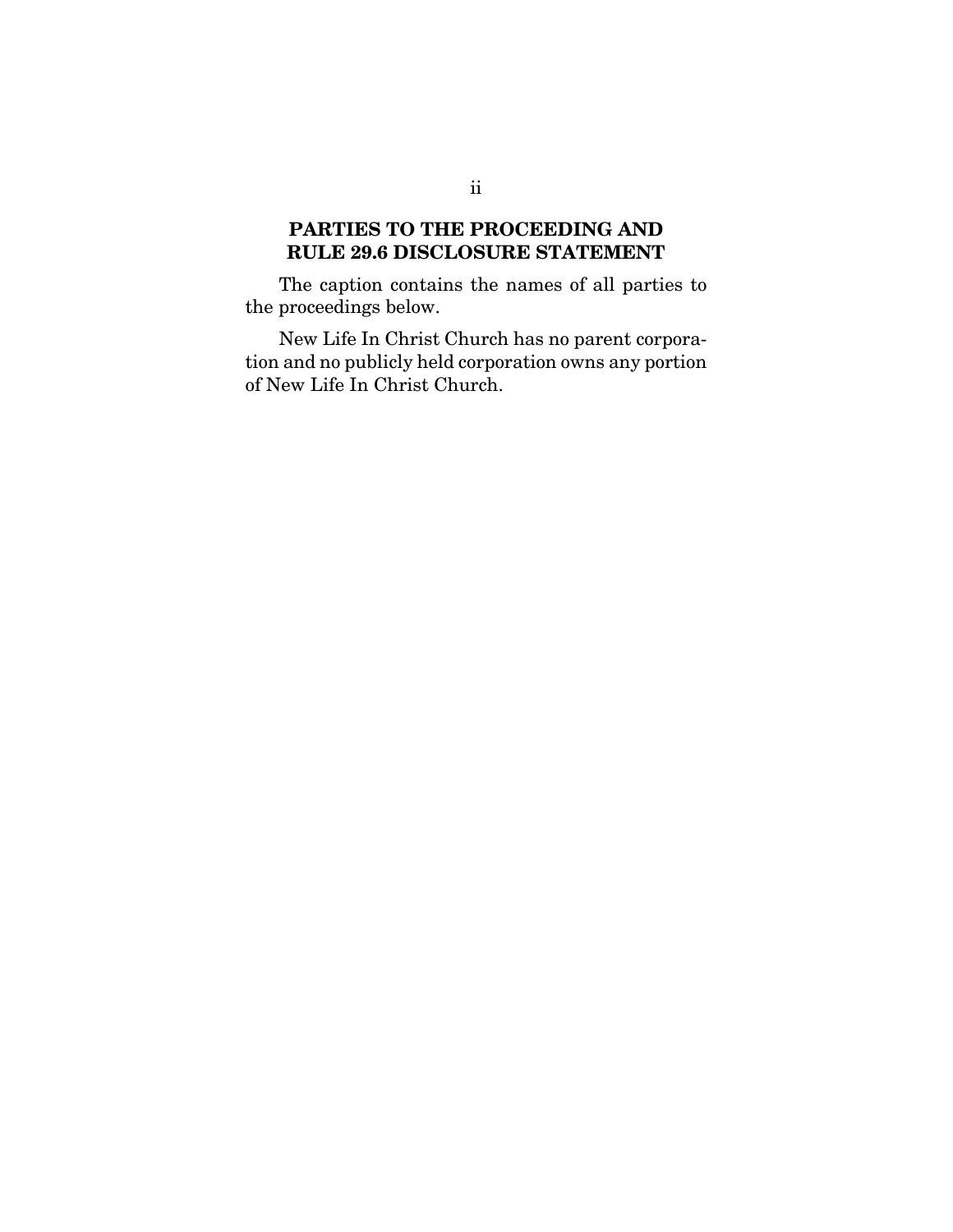## PARTIES TO THE PROCEEDING AND RULE 29.6 DISCLOSURE STATEMENT

The caption contains the names of all parties to the proceedings below.

New Life In Christ Church has no parent corporation and no publicly held corporation owns any portion of New Life In Christ Church.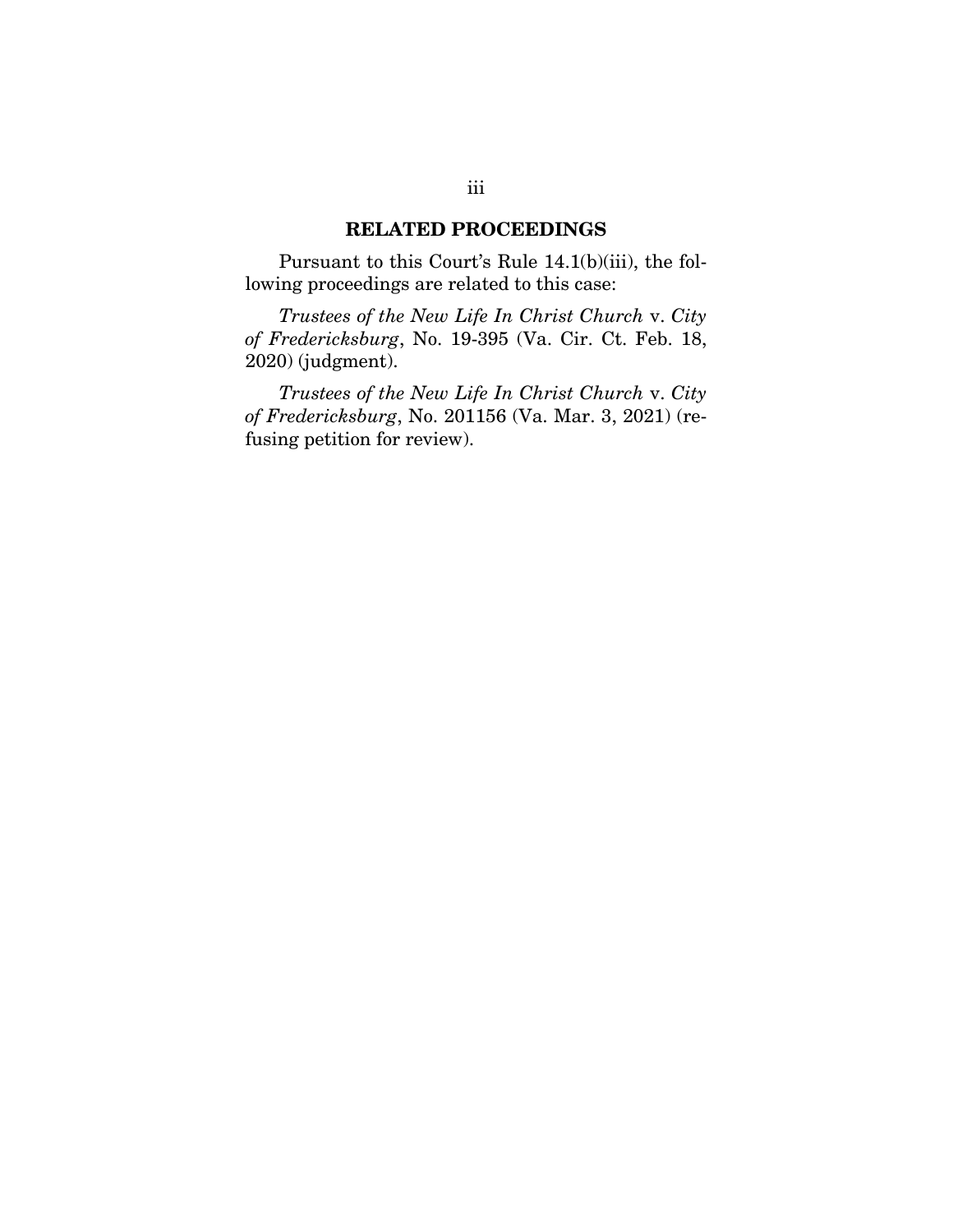## RELATED PROCEEDINGS

Pursuant to this Court's Rule 14.1(b)(iii), the following proceedings are related to this case:

*Trustees of the New Life In Christ Church* v. *City of Fredericksburg*, No. 19-395 (Va. Cir. Ct. Feb. 18, 2020) (judgment).

*Trustees of the New Life In Christ Church* v. *City of Fredericksburg*, No. 201156 (Va. Mar. 3, 2021) (refusing petition for review).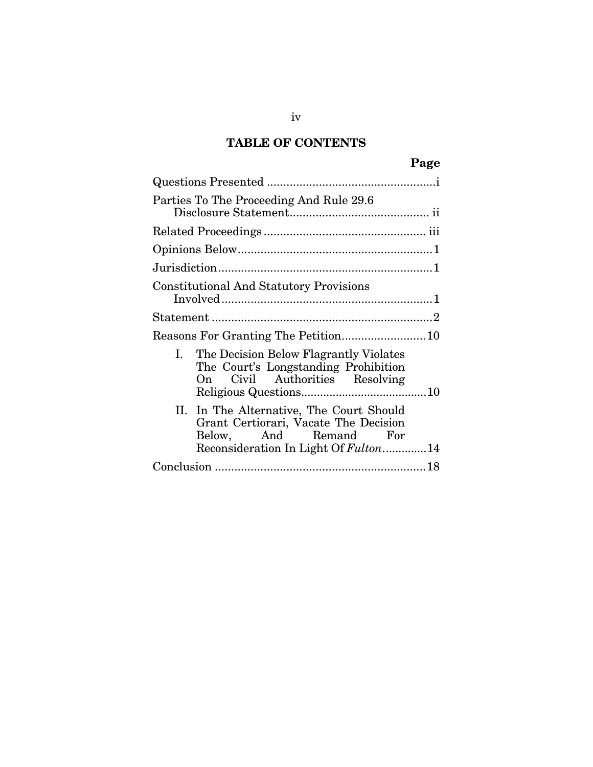## TABLE OF CONTENTS

| | Page |
|---|---|
| Questions Presented | i |
| Parties To The Proceeding And Rule 29.6 Disclosure Statement | ii |
| Related Proceedings | iii |
| Opinions Below | 1 |
| Jurisdiction | 1 |
| Constitutional And Statutory Provisions Involved | 1 |
| Statement | 2 |
| Reasons For Granting The Petition | 10 |
| I. The Decision Below Flagrantly Violates The Court's Longstanding Prohibition On Civil Authorities Resolving Religious Questions | 10 |
| II. In The Alternative, The Court Should Grant Certiorari, Vacate The Decision Below, And Remand For Reconsideration In Light Of *Fulton* | 14 |
| Conclusion | 18 |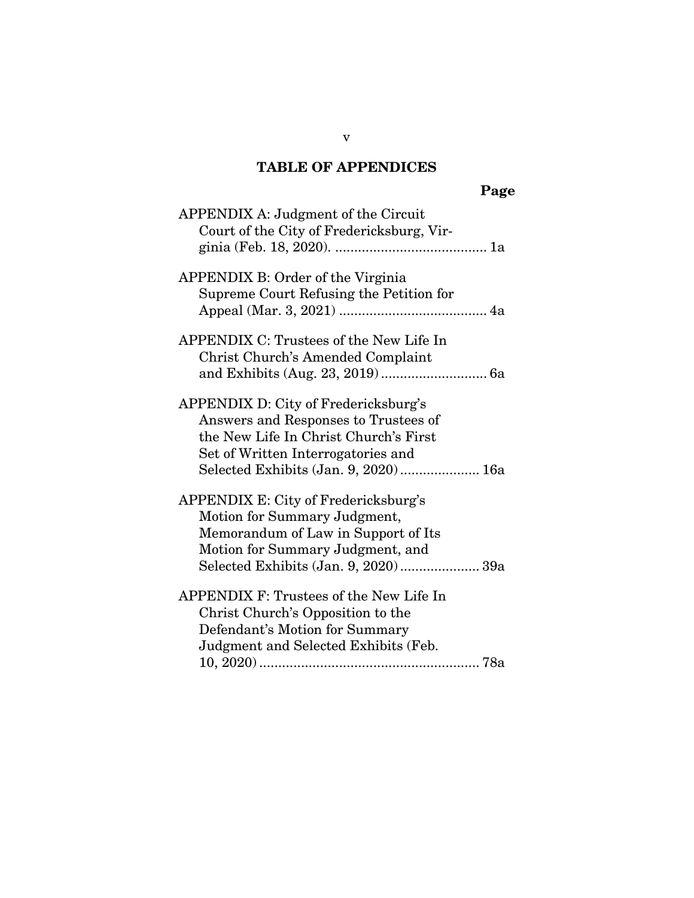## TABLE OF APPENDICES

| | Page |
|---|---|
| APPENDIX A: Judgment of the Circuit Court of the City of Fredericksburg, Virginia (Feb. 18, 2020). | 1a |
| APPENDIX B: Order of the Virginia Supreme Court Refusing the Petition for Appeal (Mar. 3, 2021) | 4a |
| APPENDIX C: Trustees of the New Life In Christ Church's Amended Complaint and Exhibits (Aug. 23, 2019) | 6a |
| APPENDIX D: City of Fredericksburg's Answers and Responses to Trustees of the New Life In Christ Church's First Set of Written Interrogatories and Selected Exhibits (Jan. 9, 2020) | 16a |
| APPENDIX E: City of Fredericksburg's Motion for Summary Judgment, Memorandum of Law in Support of Its Motion for Summary Judgment, and Selected Exhibits (Jan. 9, 2020) | 39a |
| APPENDIX F: Trustees of the New Life In Christ Church's Opposition to the Defendant's Motion for Summary Judgment and Selected Exhibits (Feb. 10, 2020) | 78a |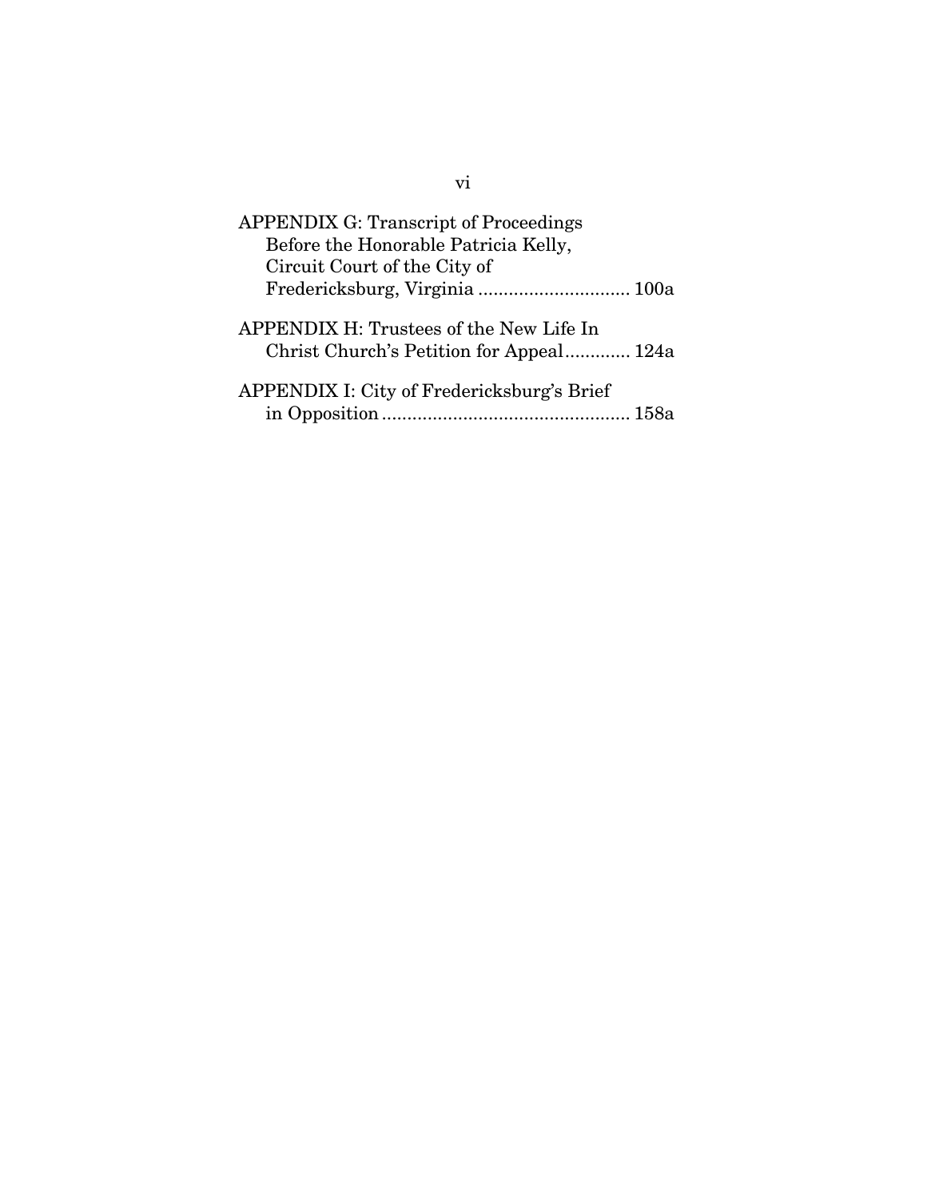APPENDIX G: Transcript of Proceedings Before the Honorable Patricia Kelly, Circuit Court of the City of Fredericksburg, Virginia .............................. 100a

APPENDIX H: Trustees of the New Life In Christ Church's Petition for Appeal............. 124a

APPENDIX I: City of Fredericksburg's Brief in Opposition................................................. 158a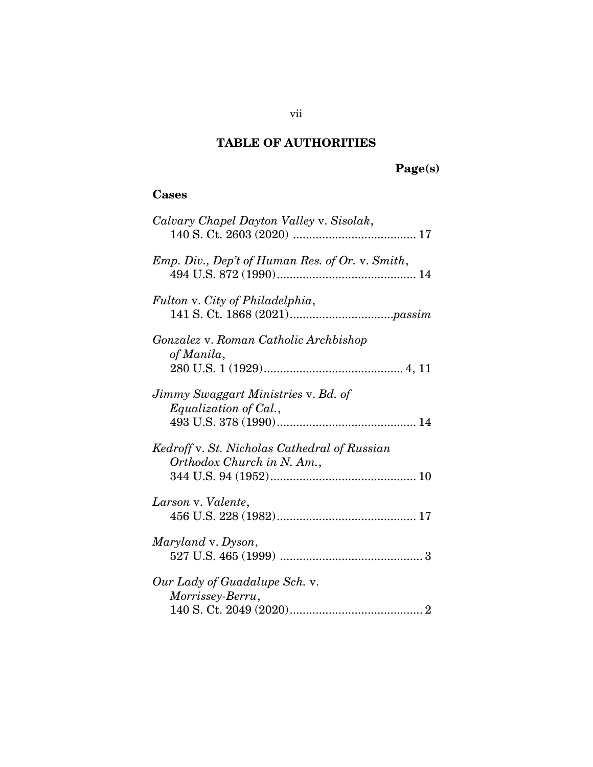## TABLE OF AUTHORITIES

**Page(s)**

### Cases

*Calvary Chapel Dayton Valley* v. *Sisolak*,
140 S. Ct. 2603 (2020) ...................................... 17

*Emp. Div., Dep't of Human Res. of Or.* v. *Smith*,
494 U.S. 872 (1990)........................................... 14

*Fulton* v. *City of Philadelphia*,
141 S. Ct. 1868 (2021)................................*passim*

*Gonzalez* v. *Roman Catholic Archbishop of Manila*,
280 U.S. 1 (1929)........................................... 4, 11

*Jimmy Swaggart Ministries* v. *Bd. of Equalization of Cal.*,
493 U.S. 378 (1990)........................................... 14

*Kedroff* v. *St. Nicholas Cathedral of Russian Orthodox Church in N. Am.*,
344 U.S. 94 (1952)............................................. 10

*Larson* v. *Valente*,
456 U.S. 228 (1982)........................................... 17

*Maryland* v. *Dyson*,
527 U.S. 465 (1999) ............................................ 3

*Our Lady of Guadalupe Sch.* v. *Morrissey-Berru*,
140 S. Ct. 2049 (2020)......................................... 2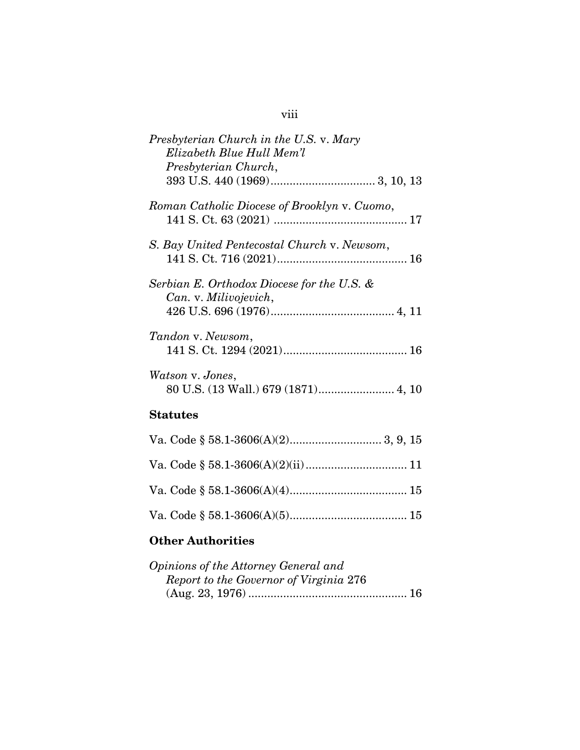*Presbyterian Church in the U.S.* v. *Mary Elizabeth Blue Hull Mem'l Presbyterian Church*, 393 U.S. 440 (1969) ................................ 3, 10, 13

*Roman Catholic Diocese of Brooklyn* v. *Cuomo*, 141 S. Ct. 63 (2021) .......................................... 17

*S. Bay United Pentecostal Church* v. *Newsom*, 141 S. Ct. 716 (2021)......................................... 16

*Serbian E. Orthodox Diocese for the U.S. & Can.* v. *Milivojevich*, 426 U.S. 696 (1976)....................................... 4, 11

*Tandon* v. *Newsom*, 141 S. Ct. 1294 (2021)....................................... 16

*Watson* v. *Jones*, 80 U.S. (13 Wall.) 679 (1871)........................ 4, 10

**Statutes**

Va. Code § 58.1-3606(A)(2)............................ 3, 9, 15

Va. Code § 58.1-3606(A)(2)(ii) ................................ 11

Va. Code § 58.1-3606(A)(4)..................................... 15

Va. Code § 58.1-3606(A)(5)..................................... 15

**Other Authorities**

*Opinions of the Attorney General and Report to the Governor of Virginia* 276 (Aug. 23, 1976) .................................................. 16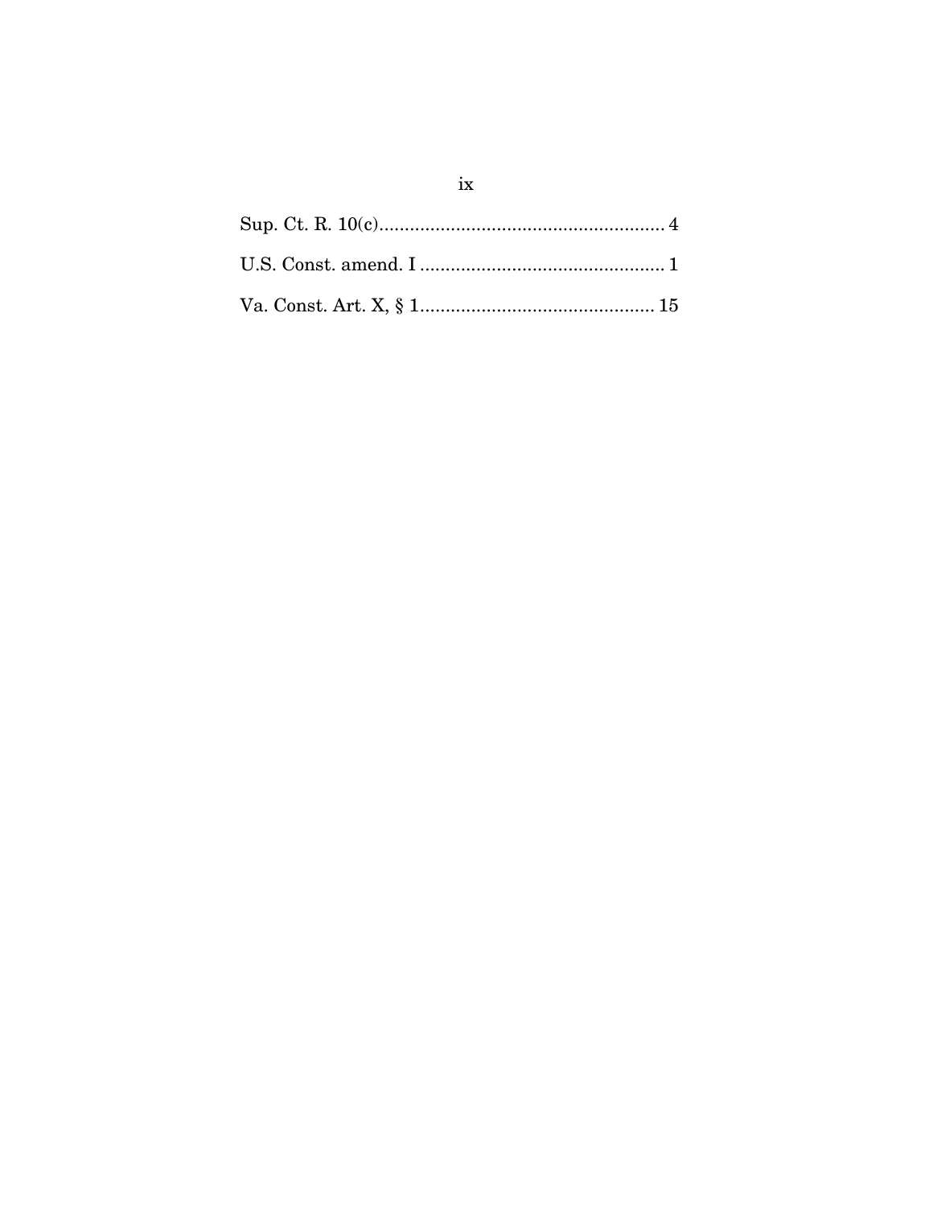Sup. Ct. R. 10(c)........................................................ 4

U.S. Const. amend. I ................................................ 1

Va. Const. Art. X, § 1.............................................. 15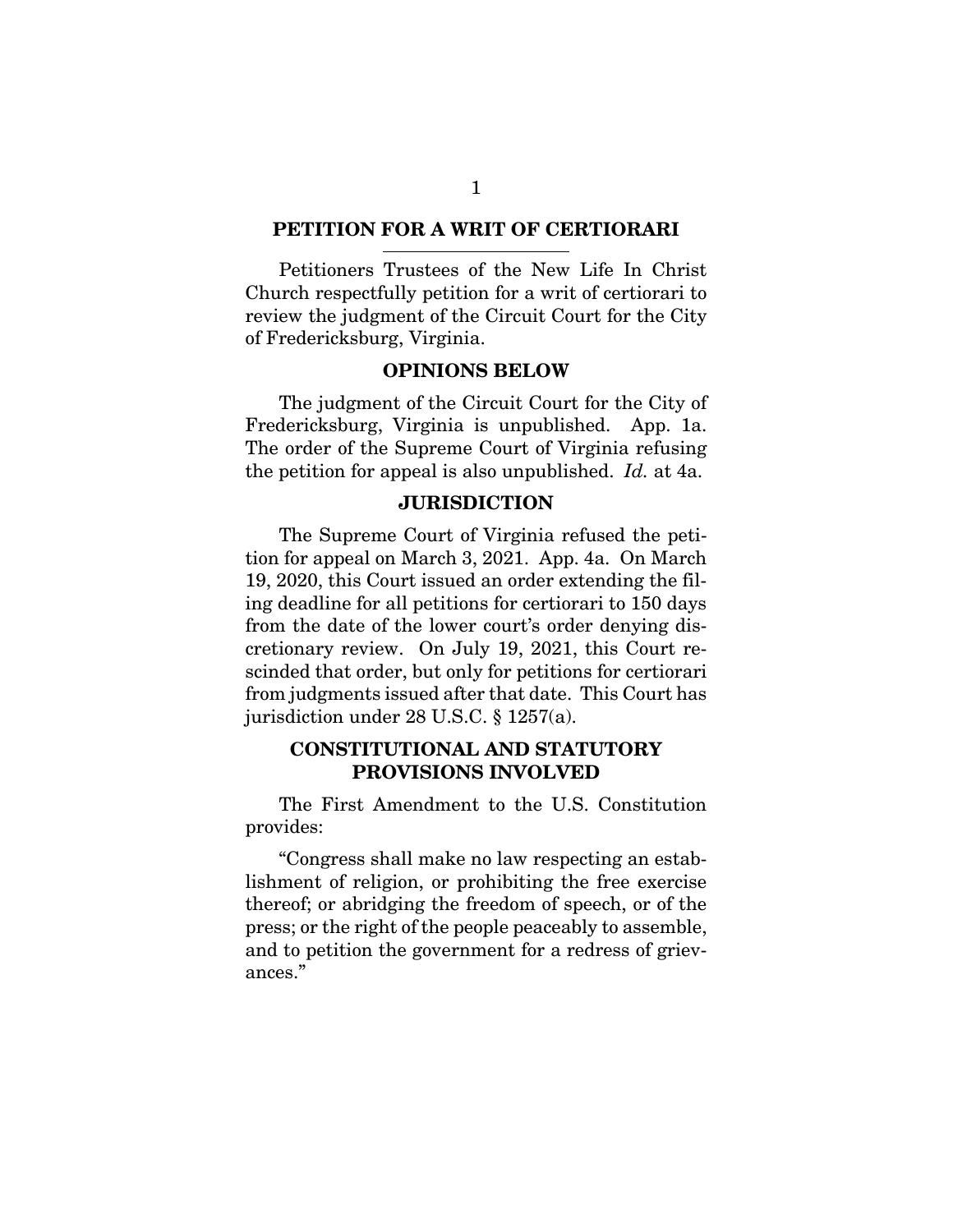## PETITION FOR A WRIT OF CERTIORARI

Petitioners Trustees of the New Life In Christ Church respectfully petition for a writ of certiorari to review the judgment of the Circuit Court for the City of Fredericksburg, Virginia.

## OPINIONS BELOW

The judgment of the Circuit Court for the City of Fredericksburg, Virginia is unpublished. App. 1a. The order of the Supreme Court of Virginia refusing the petition for appeal is also unpublished. *Id.* at 4a.

## JURISDICTION

The Supreme Court of Virginia refused the petition for appeal on March 3, 2021. App. 4a. On March 19, 2020, this Court issued an order extending the filing deadline for all petitions for certiorari to 150 days from the date of the lower court's order denying discretionary review. On July 19, 2021, this Court rescinded that order, but only for petitions for certiorari from judgments issued after that date. This Court has jurisdiction under 28 U.S.C. § 1257(a).

## CONSTITUTIONAL AND STATUTORY PROVISIONS INVOLVED

The First Amendment to the U.S. Constitution provides:

"Congress shall make no law respecting an establishment of religion, or prohibiting the free exercise thereof; or abridging the freedom of speech, or of the press; or the right of the people peaceably to assemble, and to petition the government for a redress of grievances."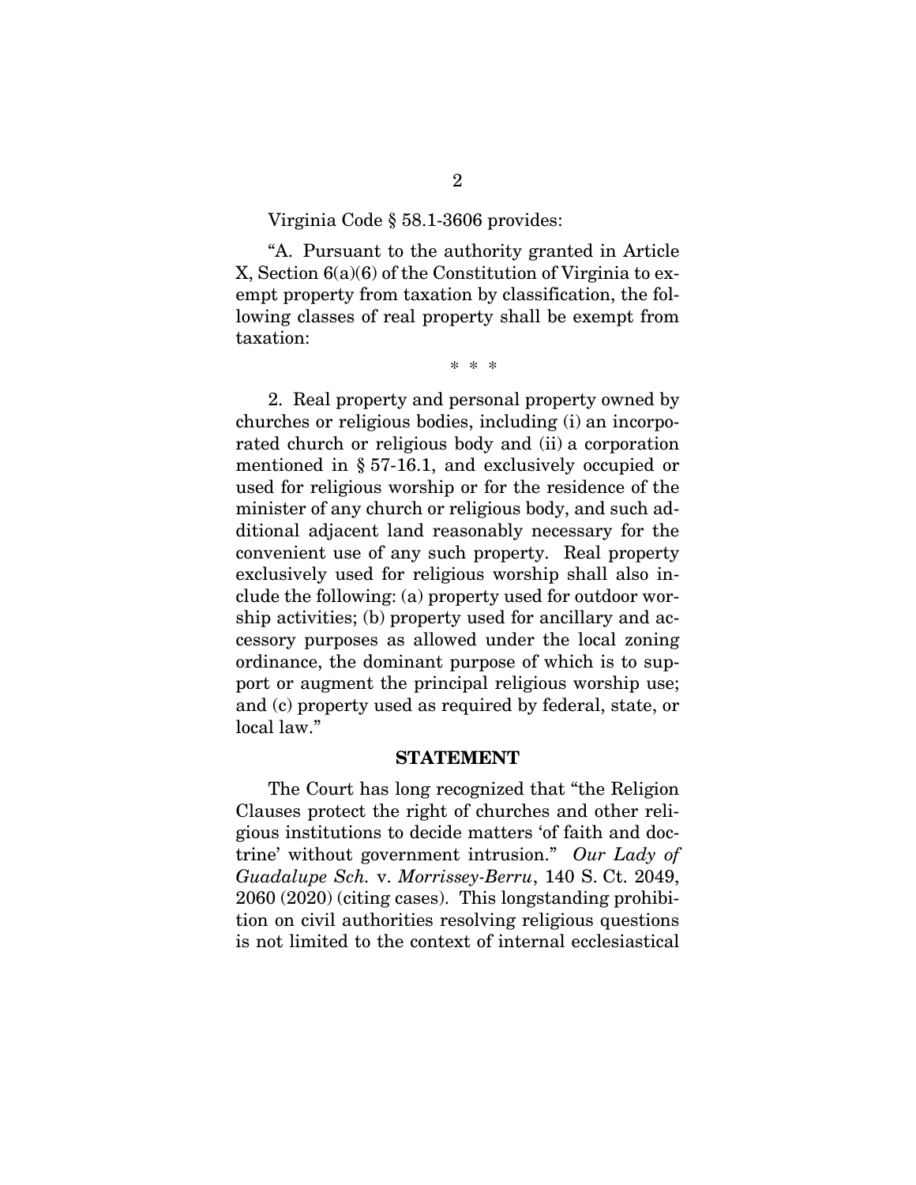Virginia Code § 58.1-3606 provides:

"A. Pursuant to the authority granted in Article X, Section 6(a)(6) of the Constitution of Virginia to exempt property from taxation by classification, the following classes of real property shall be exempt from taxation:

\* \* \*

2. Real property and personal property owned by churches or religious bodies, including (i) an incorporated church or religious body and (ii) a corporation mentioned in § 57-16.1, and exclusively occupied or used for religious worship or for the residence of the minister of any church or religious body, and such additional adjacent land reasonably necessary for the convenient use of any such property. Real property exclusively used for religious worship shall also include the following: (a) property used for outdoor worship activities; (b) property used for ancillary and accessory purposes as allowed under the local zoning ordinance, the dominant purpose of which is to support or augment the principal religious worship use; and (c) property used as required by federal, state, or local law."

## STATEMENT

The Court has long recognized that "the Religion Clauses protect the right of churches and other religious institutions to decide matters 'of faith and doctrine' without government intrusion." *Our Lady of Guadalupe Sch.* v. *Morrissey-Berru*, 140 S. Ct. 2049, 2060 (2020) (citing cases). This longstanding prohibition on civil authorities resolving religious questions is not limited to the context of internal ecclesiastical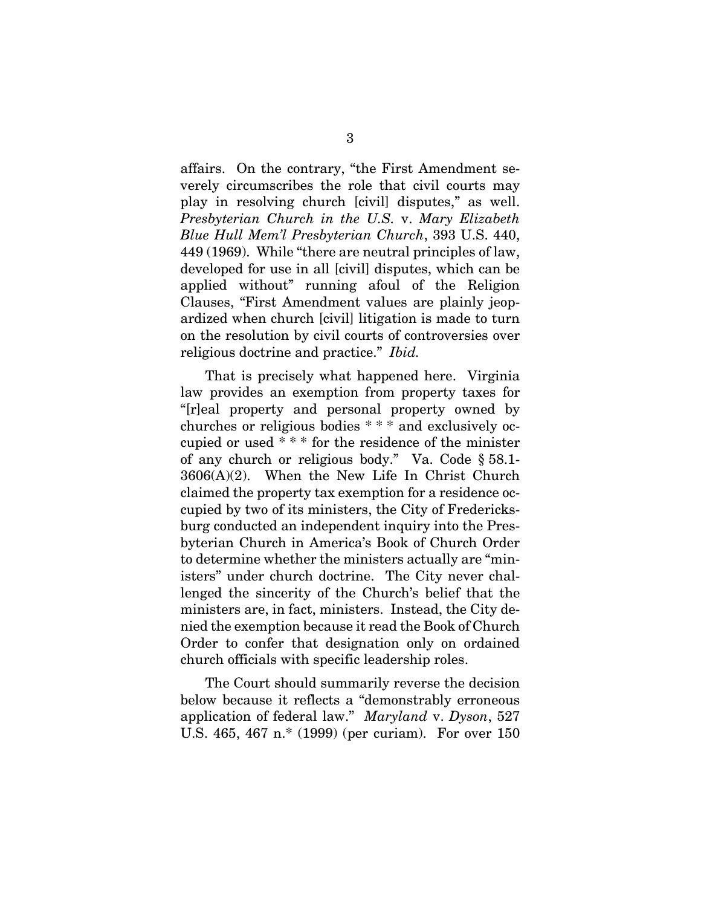affairs. On the contrary, "the First Amendment severely circumscribes the role that civil courts may play in resolving church [civil] disputes," as well. *Presbyterian Church in the U.S.* v. *Mary Elizabeth Blue Hull Mem'l Presbyterian Church*, 393 U.S. 440, 449 (1969). While "there are neutral principles of law, developed for use in all [civil] disputes, which can be applied without" running afoul of the Religion Clauses, "First Amendment values are plainly jeopardized when church [civil] litigation is made to turn on the resolution by civil courts of controversies over religious doctrine and practice." *Ibid.*

That is precisely what happened here. Virginia law provides an exemption from property taxes for "[r]eal property and personal property owned by churches or religious bodies * * * and exclusively occupied or used * * * for the residence of the minister of any church or religious body." Va. Code § 58.1-3606(A)(2). When the New Life In Christ Church claimed the property tax exemption for a residence occupied by two of its ministers, the City of Fredericksburg conducted an independent inquiry into the Presbyterian Church in America's Book of Church Order to determine whether the ministers actually are "ministers" under church doctrine. The City never challenged the sincerity of the Church's belief that the ministers are, in fact, ministers. Instead, the City denied the exemption because it read the Book of Church Order to confer that designation only on ordained church officials with specific leadership roles.

The Court should summarily reverse the decision below because it reflects a "demonstrably erroneous application of federal law." *Maryland* v. *Dyson*, 527 U.S. 465, 467 n.* (1999) (per curiam). For over 150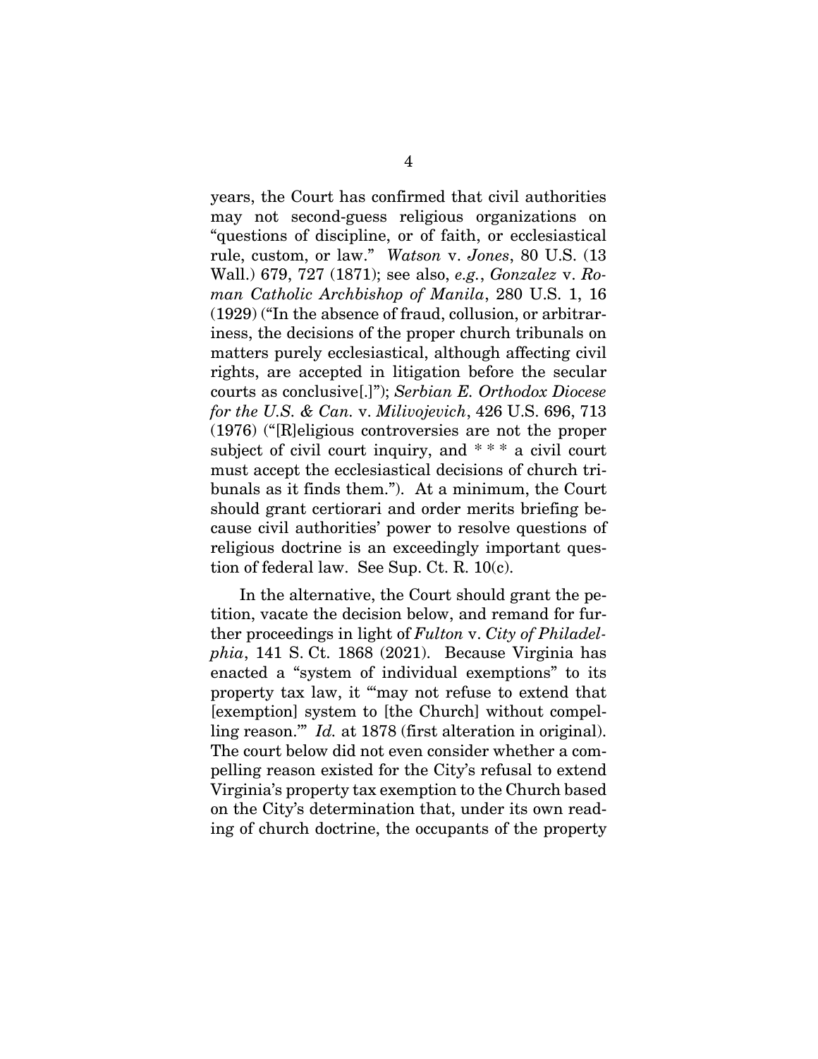years, the Court has confirmed that civil authorities may not second-guess religious organizations on "questions of discipline, or of faith, or ecclesiastical rule, custom, or law." *Watson* v. *Jones*, 80 U.S. (13 Wall.) 679, 727 (1871); see also, *e.g.*, *Gonzalez* v. *Roman Catholic Archbishop of Manila*, 280 U.S. 1, 16 (1929) ("In the absence of fraud, collusion, or arbitrariness, the decisions of the proper church tribunals on matters purely ecclesiastical, although affecting civil rights, are accepted in litigation before the secular courts as conclusive[.]"); *Serbian E. Orthodox Diocese for the U.S. & Can.* v. *Milivojevich*, 426 U.S. 696, 713 (1976) ("[R]eligious controversies are not the proper subject of civil court inquiry, and * * * a civil court must accept the ecclesiastical decisions of church tribunals as it finds them."). At a minimum, the Court should grant certiorari and order merits briefing because civil authorities' power to resolve questions of religious doctrine is an exceedingly important question of federal law. See Sup. Ct. R. 10(c).

In the alternative, the Court should grant the petition, vacate the decision below, and remand for further proceedings in light of *Fulton* v. *City of Philadelphia*, 141 S. Ct. 1868 (2021). Because Virginia has enacted a "system of individual exemptions" to its property tax law, it "'may not refuse to extend that [exemption] system to [the Church] without compelling reason.'" *Id.* at 1878 (first alteration in original). The court below did not even consider whether a compelling reason existed for the City's refusal to extend Virginia's property tax exemption to the Church based on the City's determination that, under its own reading of church doctrine, the occupants of the property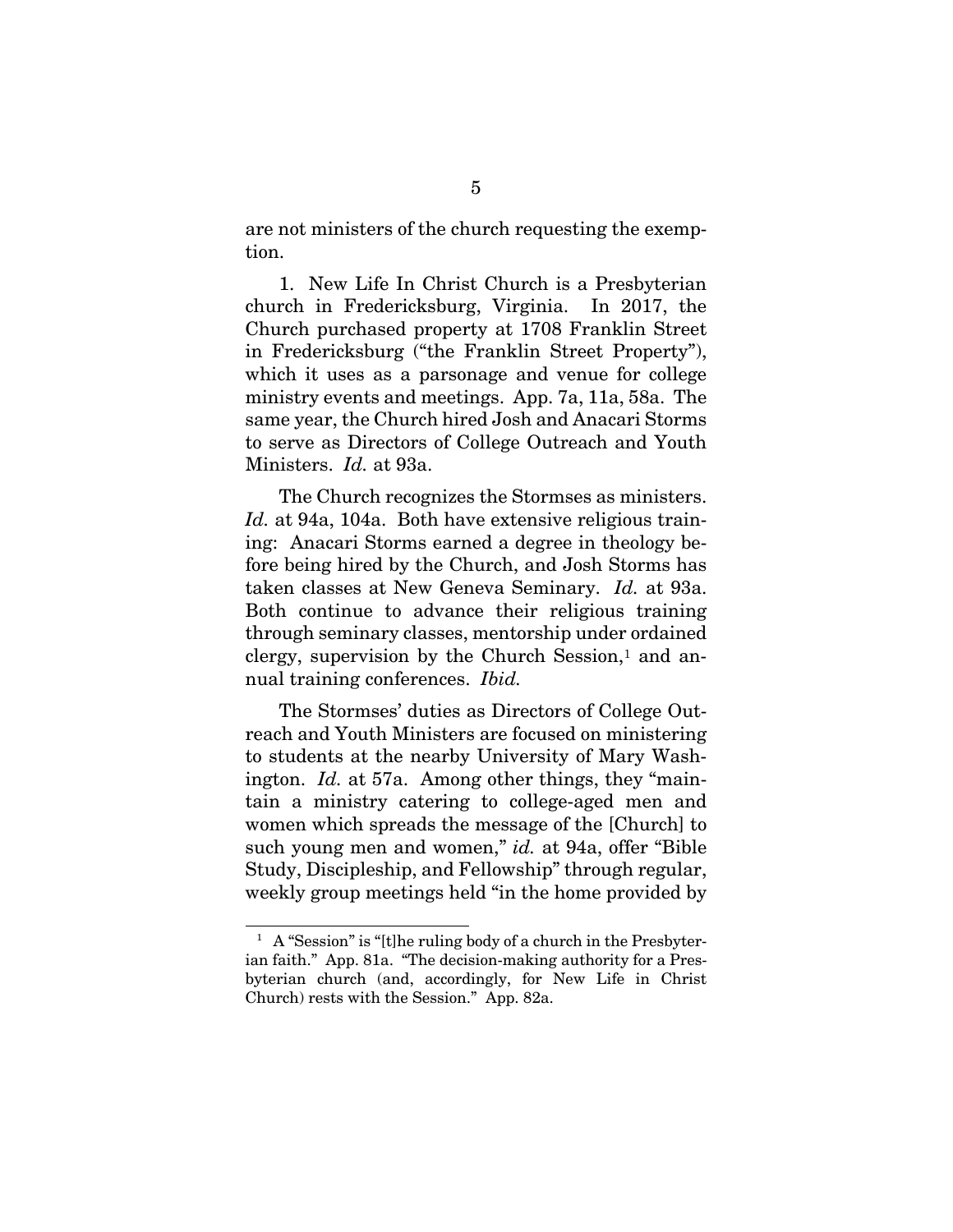are not ministers of the church requesting the exemption.

1. New Life In Christ Church is a Presbyterian church in Fredericksburg, Virginia. In 2017, the Church purchased property at 1708 Franklin Street in Fredericksburg ("the Franklin Street Property"), which it uses as a parsonage and venue for college ministry events and meetings. App. 7a, 11a, 58a. The same year, the Church hired Josh and Anacari Storms to serve as Directors of College Outreach and Youth Ministers. *Id.* at 93a.

The Church recognizes the Stormses as ministers. *Id.* at 94a, 104a. Both have extensive religious training: Anacari Storms earned a degree in theology before being hired by the Church, and Josh Storms has taken classes at New Geneva Seminary. *Id.* at 93a. Both continue to advance their religious training through seminary classes, mentorship under ordained clergy, supervision by the Church Session,[1] and annual training conferences. *Ibid.*

The Stormses' duties as Directors of College Outreach and Youth Ministers are focused on ministering to students at the nearby University of Mary Washington. *Id.* at 57a. Among other things, they "maintain a ministry catering to college-aged men and women which spreads the message of the [Church] to such young men and women," *id.* at 94a, offer "Bible Study, Discipleship, and Fellowship" through regular, weekly group meetings held "in the home provided by

---

[1] A "Session" is "[t]he ruling body of a church in the Presbyterian faith." App. 81a. "The decision-making authority for a Presbyterian church (and, accordingly, for New Life in Christ Church) rests with the Session." App. 82a.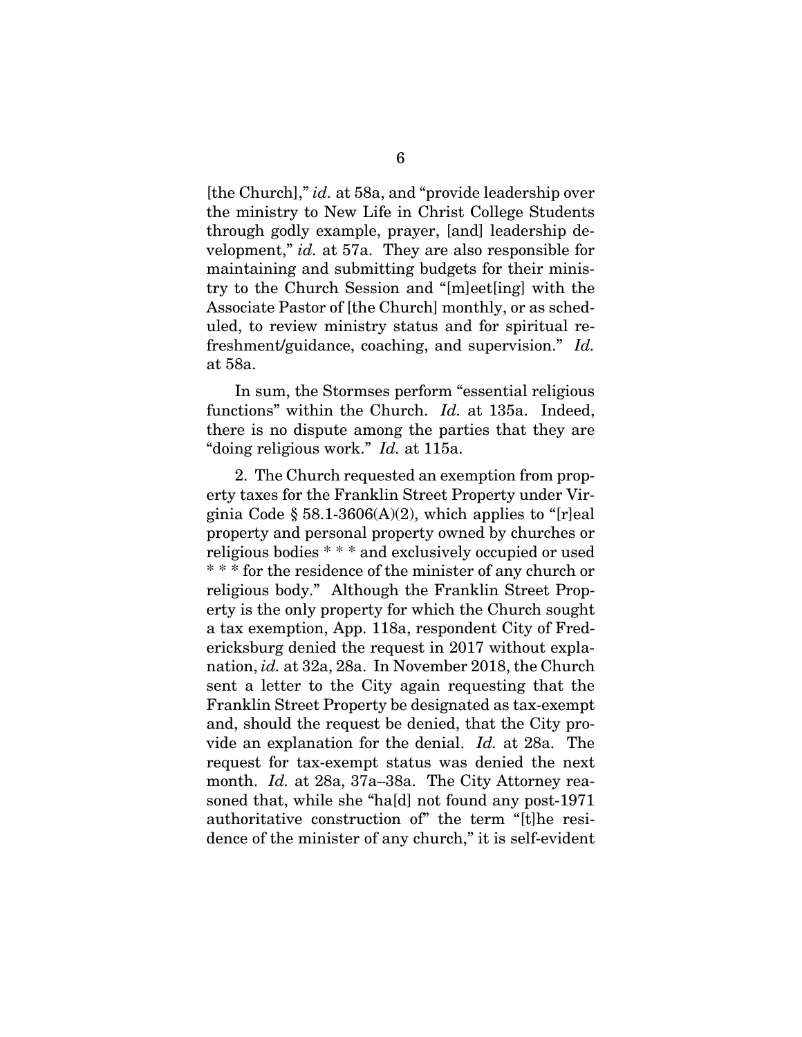[the Church]," *id.* at 58a, and "provide leadership over the ministry to New Life in Christ College Students through godly example, prayer, [and] leadership development," *id.* at 57a. They are also responsible for maintaining and submitting budgets for their ministry to the Church Session and "[m]eet[ing] with the Associate Pastor of [the Church] monthly, or as scheduled, to review ministry status and for spiritual refreshment/guidance, coaching, and supervision." *Id.* at 58a.

In sum, the Stormses perform "essential religious functions" within the Church. *Id.* at 135a. Indeed, there is no dispute among the parties that they are "doing religious work." *Id.* at 115a.

2. The Church requested an exemption from property taxes for the Franklin Street Property under Virginia Code § 58.1-3606(A)(2), which applies to "[r]eal property and personal property owned by churches or religious bodies * * * and exclusively occupied or used * * * for the residence of the minister of any church or religious body." Although the Franklin Street Property is the only property for which the Church sought a tax exemption, App. 118a, respondent City of Fredericksburg denied the request in 2017 without explanation, *id.* at 32a, 28a. In November 2018, the Church sent a letter to the City again requesting that the Franklin Street Property be designated as tax-exempt and, should the request be denied, that the City provide an explanation for the denial. *Id.* at 28a. The request for tax-exempt status was denied the next month. *Id.* at 28a, 37a–38a. The City Attorney reasoned that, while she "ha[d] not found any post-1971 authoritative construction of" the term "[t]he residence of the minister of any church," it is self-evident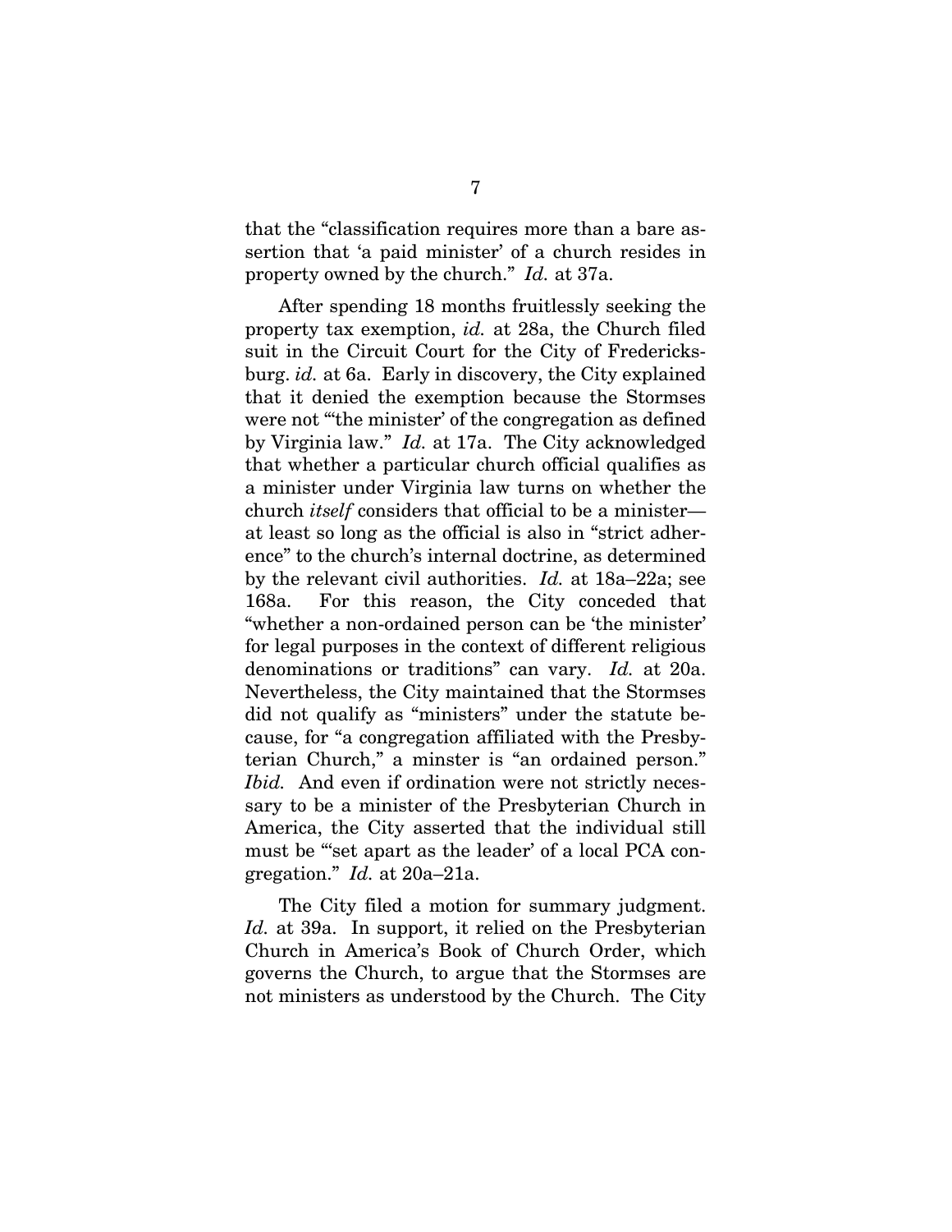that the "classification requires more than a bare assertion that 'a paid minister' of a church resides in property owned by the church." *Id.* at 37a.

After spending 18 months fruitlessly seeking the property tax exemption, *id.* at 28a, the Church filed suit in the Circuit Court for the City of Fredericksburg. *id.* at 6a. Early in discovery, the City explained that it denied the exemption because the Stormses were not "'the minister' of the congregation as defined by Virginia law." *Id.* at 17a. The City acknowledged that whether a particular church official qualifies as a minister under Virginia law turns on whether the church *itself* considers that official to be a minister—at least so long as the official is also in "strict adherence" to the church's internal doctrine, as determined by the relevant civil authorities. *Id.* at 18a–22a; see 168a. For this reason, the City conceded that "whether a non-ordained person can be 'the minister' for legal purposes in the context of different religious denominations or traditions" can vary. *Id.* at 20a. Nevertheless, the City maintained that the Stormses did not qualify as "ministers" under the statute because, for "a congregation affiliated with the Presbyterian Church," a minster is "an ordained person." *Ibid.* And even if ordination were not strictly necessary to be a minister of the Presbyterian Church in America, the City asserted that the individual still must be "'set apart as the leader' of a local PCA congregation." *Id.* at 20a–21a.

The City filed a motion for summary judgment. *Id.* at 39a. In support, it relied on the Presbyterian Church in America's Book of Church Order, which governs the Church, to argue that the Stormses are not ministers as understood by the Church. The City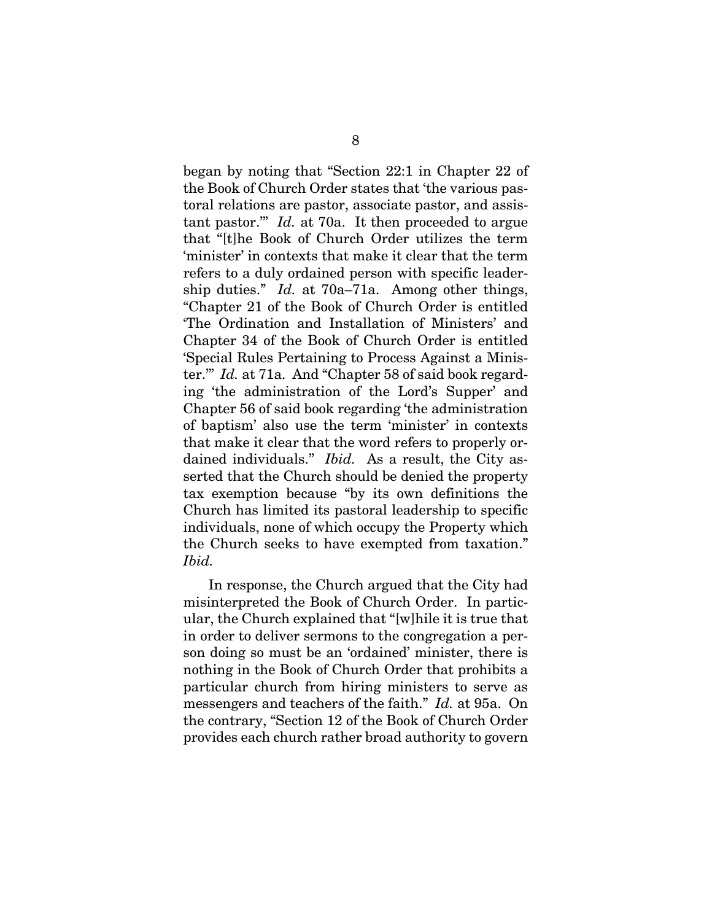began by noting that "Section 22:1 in Chapter 22 of the Book of Church Order states that 'the various pastoral relations are pastor, associate pastor, and assistant pastor.'" *Id.* at 70a. It then proceeded to argue that "[t]he Book of Church Order utilizes the term 'minister' in contexts that make it clear that the term refers to a duly ordained person with specific leadership duties." *Id.* at 70a–71a. Among other things, "Chapter 21 of the Book of Church Order is entitled 'The Ordination and Installation of Ministers' and Chapter 34 of the Book of Church Order is entitled 'Special Rules Pertaining to Process Against a Minister.'" *Id.* at 71a. And "Chapter 58 of said book regarding 'the administration of the Lord's Supper' and Chapter 56 of said book regarding 'the administration of baptism' also use the term 'minister' in contexts that make it clear that the word refers to properly ordained individuals." *Ibid.* As a result, the City asserted that the Church should be denied the property tax exemption because "by its own definitions the Church has limited its pastoral leadership to specific individuals, none of which occupy the Property which the Church seeks to have exempted from taxation." *Ibid.*

In response, the Church argued that the City had misinterpreted the Book of Church Order. In particular, the Church explained that "[w]hile it is true that in order to deliver sermons to the congregation a person doing so must be an 'ordained' minister, there is nothing in the Book of Church Order that prohibits a particular church from hiring ministers to serve as messengers and teachers of the faith." *Id.* at 95a. On the contrary, "Section 12 of the Book of Church Order provides each church rather broad authority to govern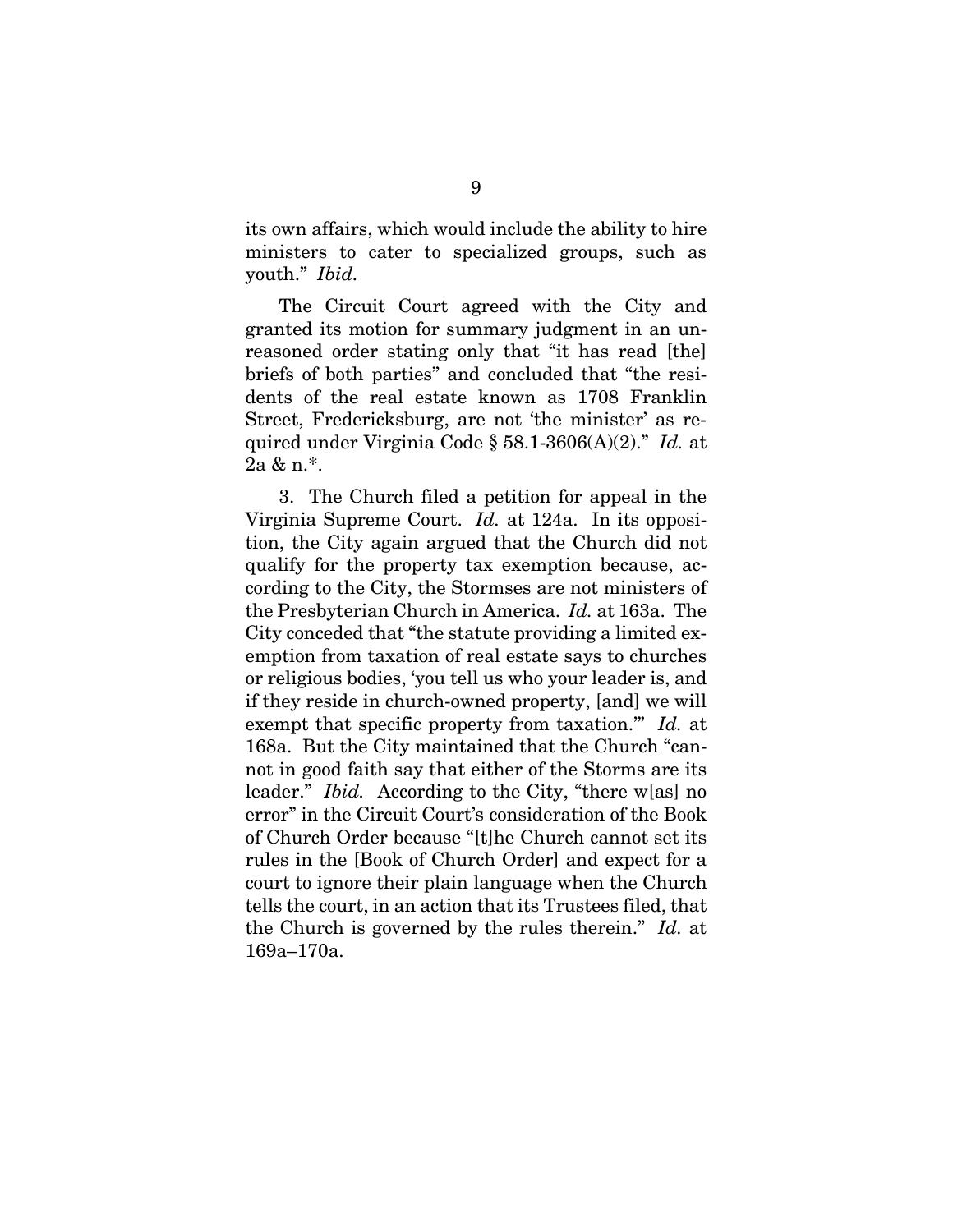its own affairs, which would include the ability to hire ministers to cater to specialized groups, such as youth." *Ibid.*

The Circuit Court agreed with the City and granted its motion for summary judgment in an unreasoned order stating only that "it has read [the] briefs of both parties" and concluded that "the residents of the real estate known as 1708 Franklin Street, Fredericksburg, are not 'the minister' as required under Virginia Code § 58.1-3606(A)(2)." *Id.* at 2a & n.*.

3. The Church filed a petition for appeal in the Virginia Supreme Court. *Id.* at 124a. In its opposition, the City again argued that the Church did not qualify for the property tax exemption because, according to the City, the Stormses are not ministers of the Presbyterian Church in America. *Id.* at 163a. The City conceded that "the statute providing a limited exemption from taxation of real estate says to churches or religious bodies, 'you tell us who your leader is, and if they reside in church-owned property, [and] we will exempt that specific property from taxation.'" *Id.* at 168a. But the City maintained that the Church "cannot in good faith say that either of the Storms are its leader." *Ibid.* According to the City, "there w[as] no error" in the Circuit Court's consideration of the Book of Church Order because "[t]he Church cannot set its rules in the [Book of Church Order] and expect for a court to ignore their plain language when the Church tells the court, in an action that its Trustees filed, that the Church is governed by the rules therein." *Id.* at 169a–170a.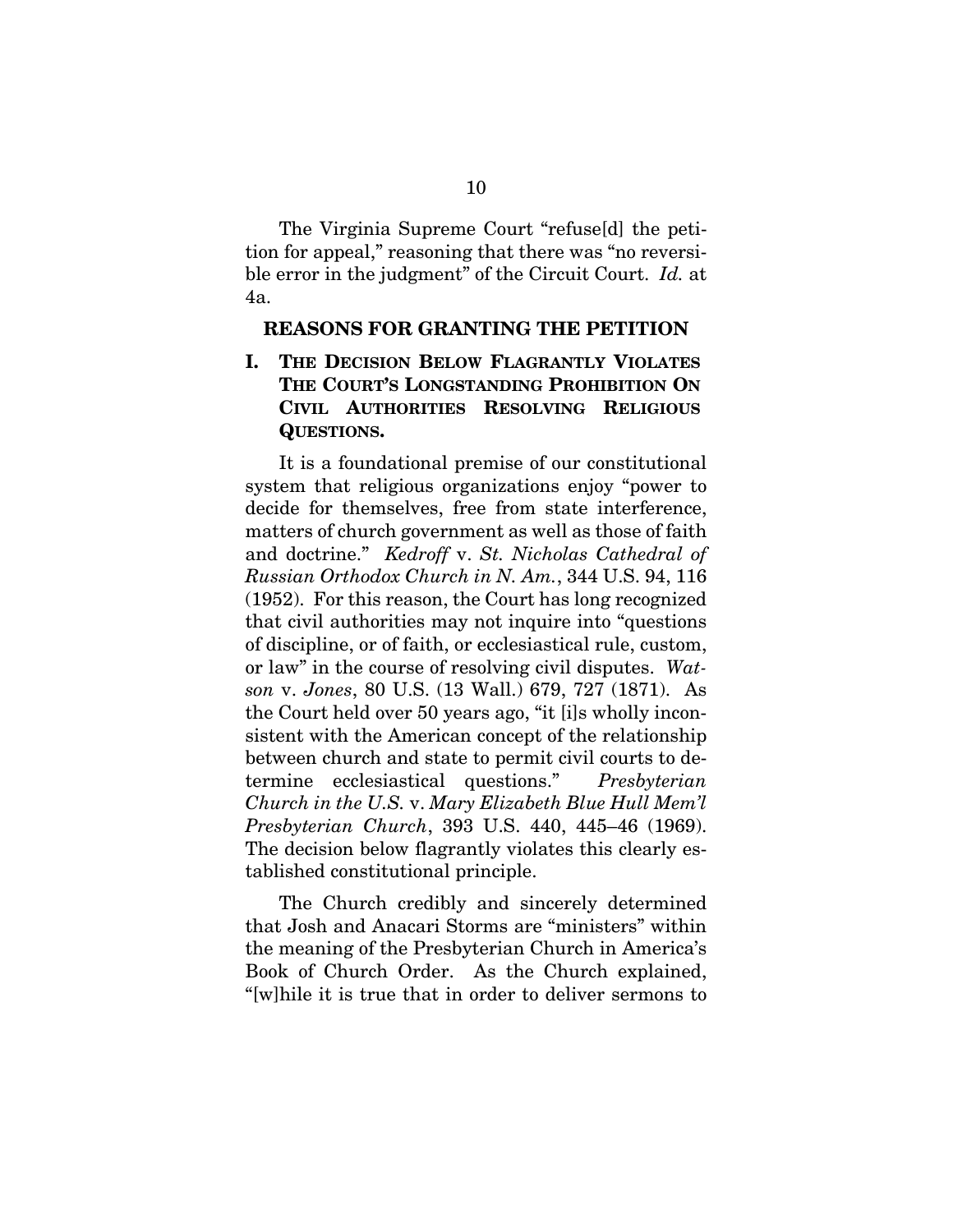The Virginia Supreme Court "refuse[d] the petition for appeal," reasoning that there was "no reversible error in the judgment" of the Circuit Court. *Id.* at 4a.

## REASONS FOR GRANTING THE PETITION

### I. THE DECISION BELOW FLAGRANTLY VIOLATES THE COURT'S LONGSTANDING PROHIBITION ON CIVIL AUTHORITIES RESOLVING RELIGIOUS QUESTIONS.

It is a foundational premise of our constitutional system that religious organizations enjoy "power to decide for themselves, free from state interference, matters of church government as well as those of faith and doctrine." *Kedroff* v. *St. Nicholas Cathedral of Russian Orthodox Church in N. Am.*, 344 U.S. 94, 116 (1952). For this reason, the Court has long recognized that civil authorities may not inquire into "questions of discipline, or of faith, or ecclesiastical rule, custom, or law" in the course of resolving civil disputes. *Watson* v. *Jones*, 80 U.S. (13 Wall.) 679, 727 (1871). As the Court held over 50 years ago, "it [i]s wholly inconsistent with the American concept of the relationship between church and state to permit civil courts to determine ecclesiastical questions." *Presbyterian Church in the U.S.* v. *Mary Elizabeth Blue Hull Mem'l Presbyterian Church*, 393 U.S. 440, 445–46 (1969). The decision below flagrantly violates this clearly established constitutional principle.

The Church credibly and sincerely determined that Josh and Anacari Storms are "ministers" within the meaning of the Presbyterian Church in America's Book of Church Order. As the Church explained, "[w]hile it is true that in order to deliver sermons to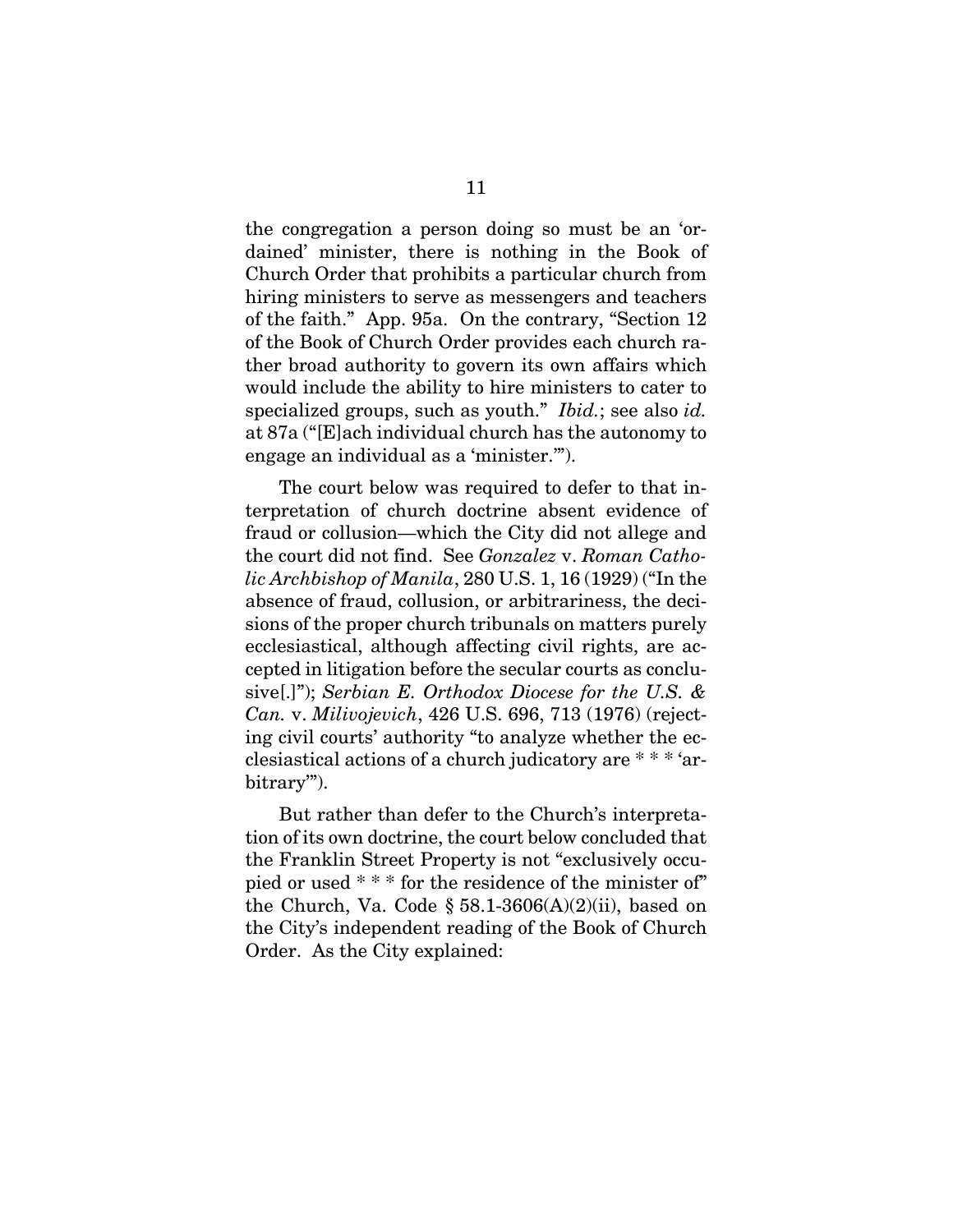the congregation a person doing so must be an 'ordained' minister, there is nothing in the Book of Church Order that prohibits a particular church from hiring ministers to serve as messengers and teachers of the faith." App. 95a. On the contrary, "Section 12 of the Book of Church Order provides each church rather broad authority to govern its own affairs which would include the ability to hire ministers to cater to specialized groups, such as youth." *Ibid.*; see also *id.* at 87a ("[E]ach individual church has the autonomy to engage an individual as a 'minister.'").

The court below was required to defer to that interpretation of church doctrine absent evidence of fraud or collusion—which the City did not allege and the court did not find. See *Gonzalez* v. *Roman Catholic Archbishop of Manila*, 280 U.S. 1, 16 (1929) ("In the absence of fraud, collusion, or arbitrariness, the decisions of the proper church tribunals on matters purely ecclesiastical, although affecting civil rights, are accepted in litigation before the secular courts as conclusive[.]"); *Serbian E. Orthodox Diocese for the U.S. & Can.* v. *Milivojevich*, 426 U.S. 696, 713 (1976) (rejecting civil courts' authority "to analyze whether the ecclesiastical actions of a church judicatory are * * * 'arbitrary'").

But rather than defer to the Church's interpretation of its own doctrine, the court below concluded that the Franklin Street Property is not "exclusively occupied or used * * * for the residence of the minister of" the Church, Va. Code § 58.1-3606(A)(2)(ii), based on the City's independent reading of the Book of Church Order. As the City explained: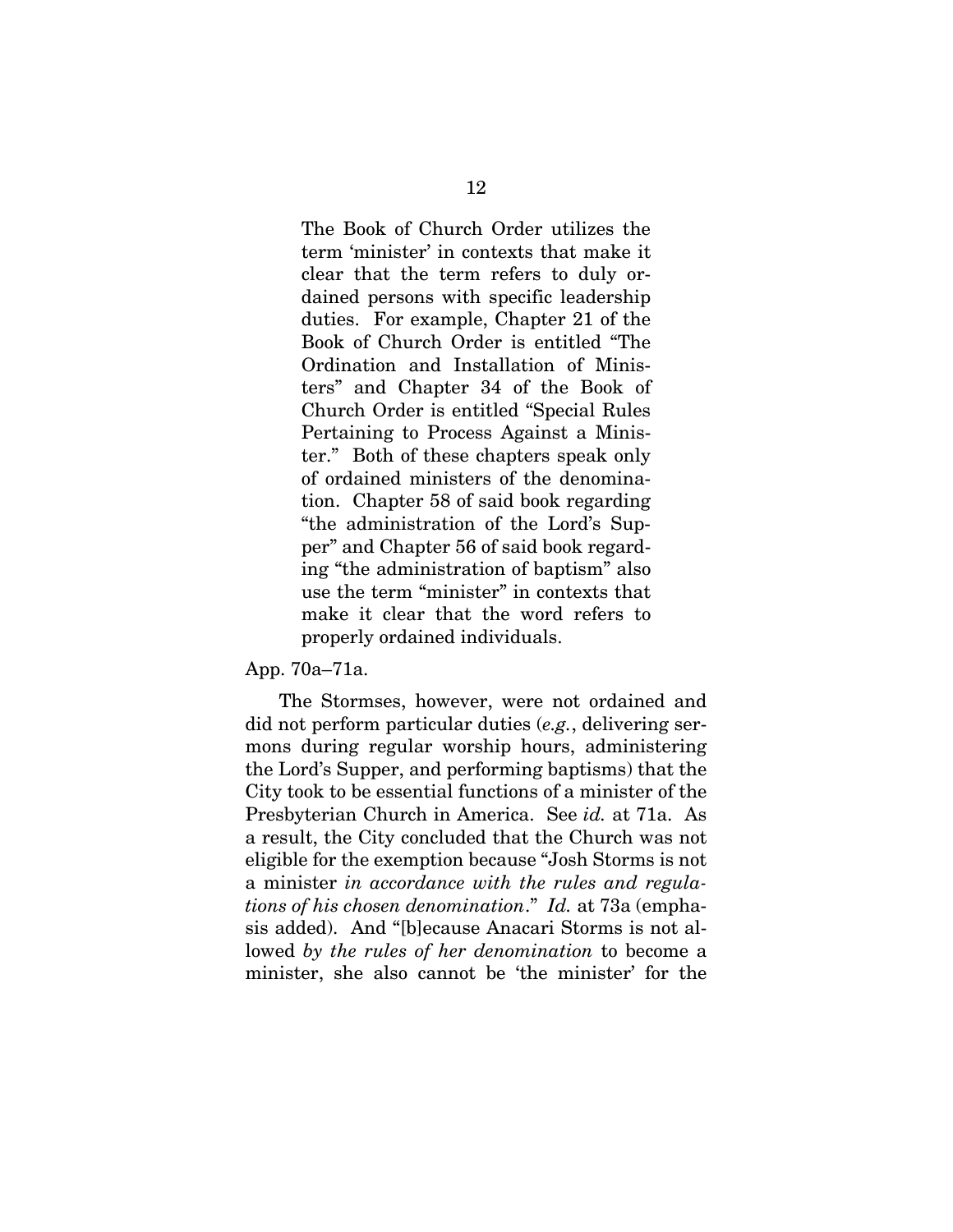> The Book of Church Order utilizes the term 'minister' in contexts that make it clear that the term refers to duly ordained persons with specific leadership duties. For example, Chapter 21 of the Book of Church Order is entitled "The Ordination and Installation of Ministers" and Chapter 34 of the Book of Church Order is entitled "Special Rules Pertaining to Process Against a Minister." Both of these chapters speak only of ordained ministers of the denomination. Chapter 58 of said book regarding "the administration of the Lord's Supper" and Chapter 56 of said book regarding "the administration of baptism" also use the term "minister" in contexts that make it clear that the word refers to properly ordained individuals.

App. 70a–71a.

The Stormses, however, were not ordained and did not perform particular duties (*e.g.*, delivering sermons during regular worship hours, administering the Lord's Supper, and performing baptisms) that the City took to be essential functions of a minister of the Presbyterian Church in America. See *id.* at 71a. As a result, the City concluded that the Church was not eligible for the exemption because "Josh Storms is not a minister *in accordance with the rules and regulations of his chosen denomination*." *Id.* at 73a (emphasis added). And "[b]ecause Anacari Storms is not allowed *by the rules of her denomination* to become a minister, she also cannot be 'the minister' for the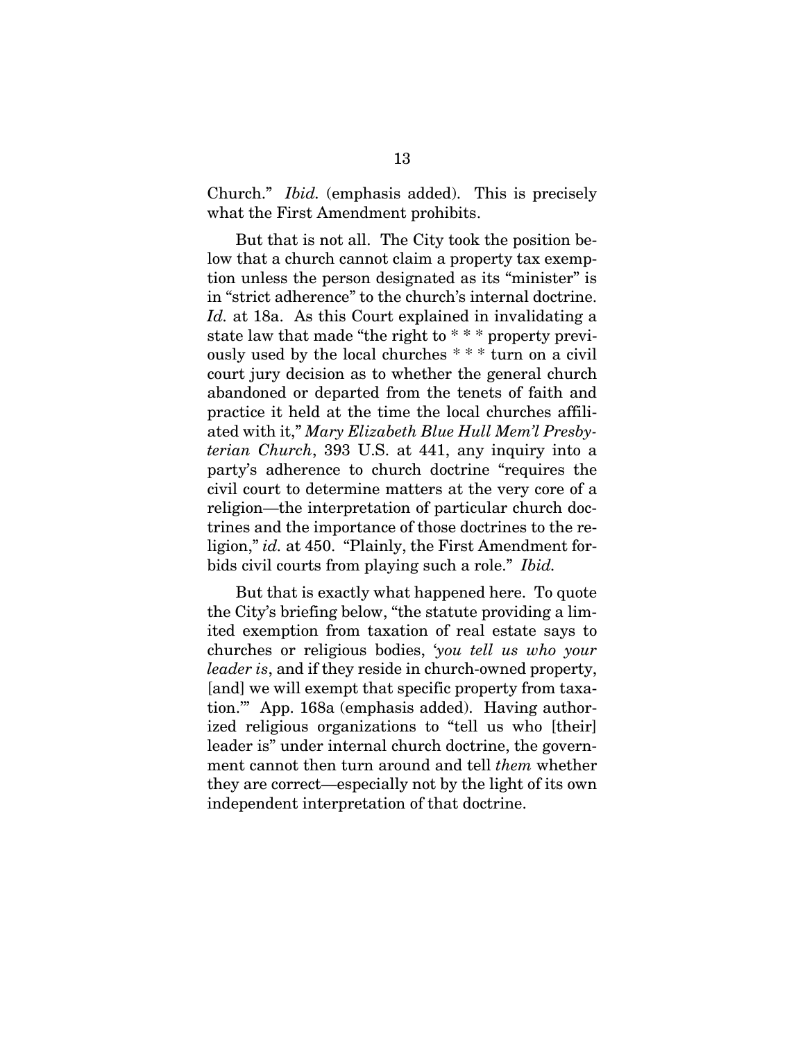Church." *Ibid.* (emphasis added). This is precisely what the First Amendment prohibits.

But that is not all. The City took the position below that a church cannot claim a property tax exemption unless the person designated as its "minister" is in "strict adherence" to the church's internal doctrine. *Id.* at 18a. As this Court explained in invalidating a state law that made "the right to * * * property previously used by the local churches * * * turn on a civil court jury decision as to whether the general church abandoned or departed from the tenets of faith and practice it held at the time the local churches affiliated with it," *Mary Elizabeth Blue Hull Mem'l Presbyterian Church*, 393 U.S. at 441, any inquiry into a party's adherence to church doctrine "requires the civil court to determine matters at the very core of a religion—the interpretation of particular church doctrines and the importance of those doctrines to the religion," *id.* at 450. "Plainly, the First Amendment forbids civil courts from playing such a role." *Ibid.*

But that is exactly what happened here. To quote the City's briefing below, "the statute providing a limited exemption from taxation of real estate says to churches or religious bodies, '*you tell us who your leader is*, and if they reside in church-owned property, [and] we will exempt that specific property from taxation.'" App. 168a (emphasis added). Having authorized religious organizations to "tell us who [their] leader is" under internal church doctrine, the government cannot then turn around and tell *them* whether they are correct—especially not by the light of its own independent interpretation of that doctrine.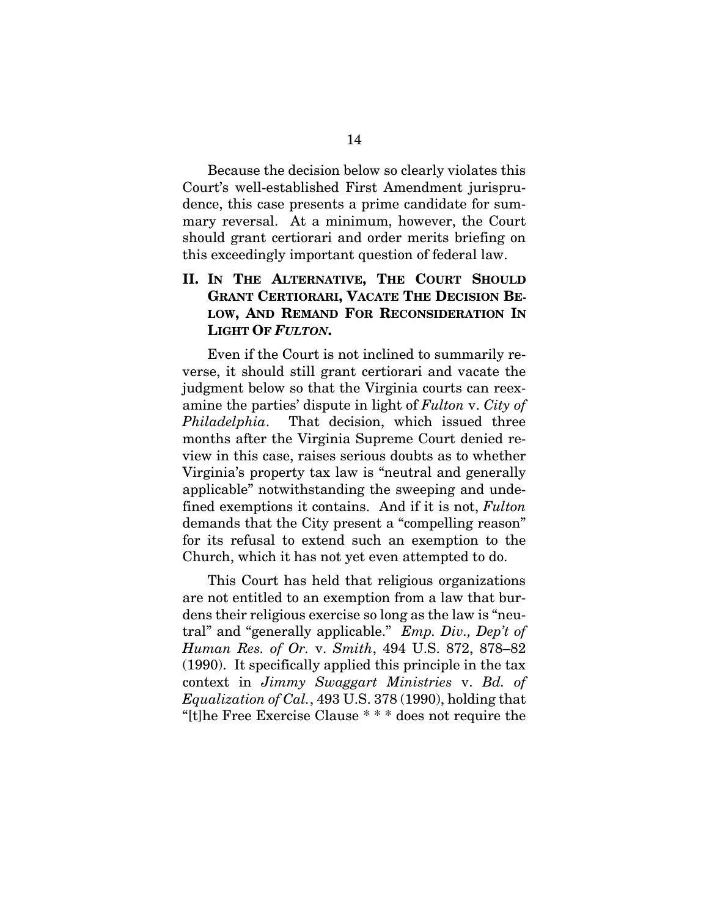Because the decision below so clearly violates this Court's well-established First Amendment jurisprudence, this case presents a prime candidate for summary reversal. At a minimum, however, the Court should grant certiorari and order merits briefing on this exceedingly important question of federal law.

## II. In The Alternative, The Court Should Grant Certiorari, Vacate The Decision Below, And Remand For Reconsideration In Light Of *Fulton*.

Even if the Court is not inclined to summarily reverse, it should still grant certiorari and vacate the judgment below so that the Virginia courts can reexamine the parties' dispute in light of *Fulton* v. *City of Philadelphia*. That decision, which issued three months after the Virginia Supreme Court denied review in this case, raises serious doubts as to whether Virginia's property tax law is "neutral and generally applicable" notwithstanding the sweeping and undefined exemptions it contains. And if it is not, *Fulton* demands that the City present a "compelling reason" for its refusal to extend such an exemption to the Church, which it has not yet even attempted to do.

This Court has held that religious organizations are not entitled to an exemption from a law that burdens their religious exercise so long as the law is "neutral" and "generally applicable." *Emp. Div., Dep't of Human Res. of Or.* v. *Smith*, 494 U.S. 872, 878–82 (1990). It specifically applied this principle in the tax context in *Jimmy Swaggart Ministries* v. *Bd. of Equalization of Cal.*, 493 U.S. 378 (1990), holding that "[t]he Free Exercise Clause * * * does not require the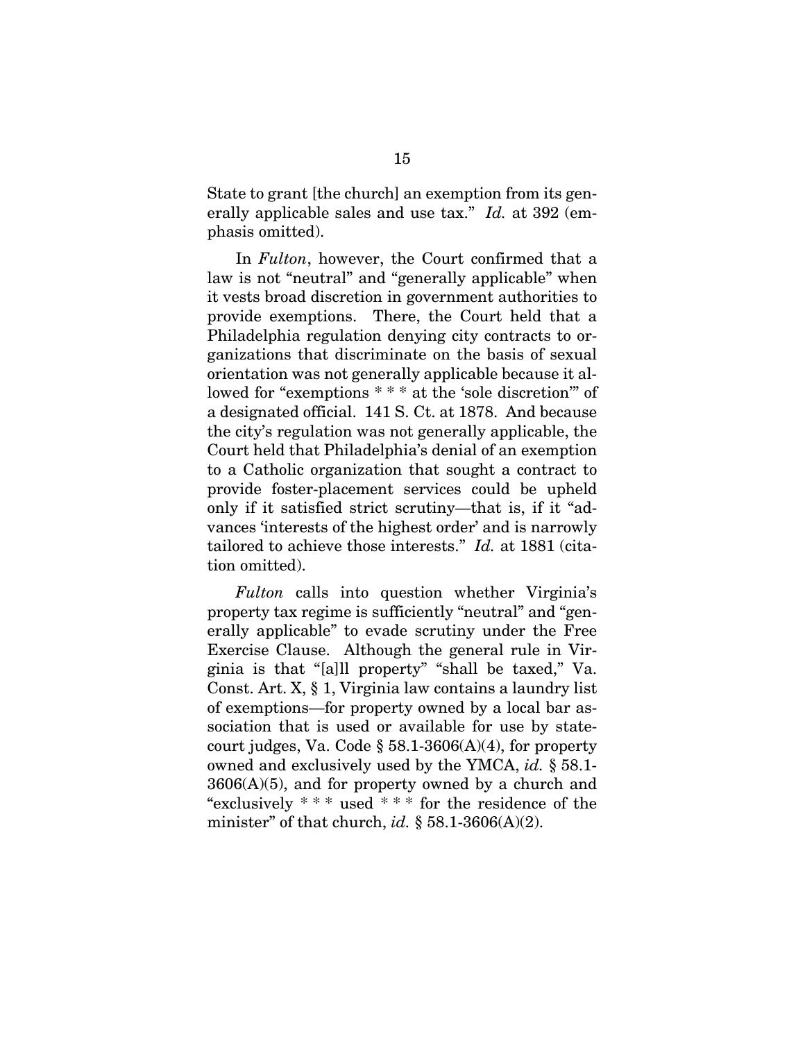State to grant [the church] an exemption from its generally applicable sales and use tax." *Id.* at 392 (emphasis omitted).

In *Fulton*, however, the Court confirmed that a law is not "neutral" and "generally applicable" when it vests broad discretion in government authorities to provide exemptions. There, the Court held that a Philadelphia regulation denying city contracts to organizations that discriminate on the basis of sexual orientation was not generally applicable because it allowed for "exemptions * * * at the 'sole discretion'" of a designated official. 141 S. Ct. at 1878. And because the city's regulation was not generally applicable, the Court held that Philadelphia's denial of an exemption to a Catholic organization that sought a contract to provide foster-placement services could be upheld only if it satisfied strict scrutiny—that is, if it "advances 'interests of the highest order' and is narrowly tailored to achieve those interests." *Id.* at 1881 (citation omitted).

*Fulton* calls into question whether Virginia's property tax regime is sufficiently "neutral" and "generally applicable" to evade scrutiny under the Free Exercise Clause. Although the general rule in Virginia is that "[a]ll property" "shall be taxed," Va. Const. Art. X, § 1, Virginia law contains a laundry list of exemptions—for property owned by a local bar association that is used or available for use by state-court judges, Va. Code § 58.1-3606(A)(4), for property owned and exclusively used by the YMCA, *id.* § 58.1-3606(A)(5), and for property owned by a church and "exclusively * * * used * * * for the residence of the minister" of that church, *id.* § 58.1-3606(A)(2).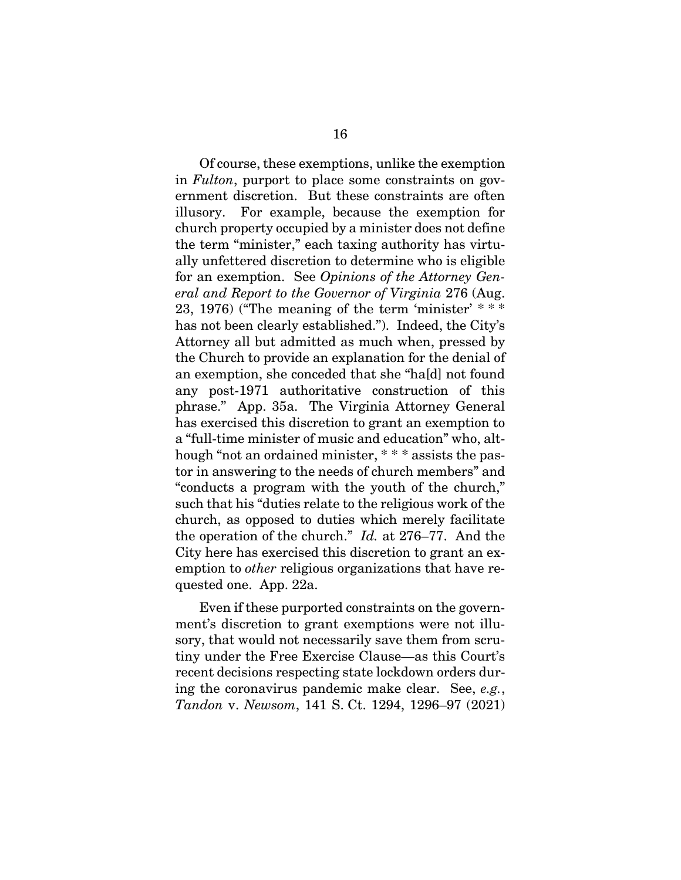Of course, these exemptions, unlike the exemption in *Fulton*, purport to place some constraints on government discretion. But these constraints are often illusory. For example, because the exemption for church property occupied by a minister does not define the term "minister," each taxing authority has virtually unfettered discretion to determine who is eligible for an exemption. See *Opinions of the Attorney General and Report to the Governor of Virginia* 276 (Aug. 23, 1976) ("The meaning of the term 'minister' * * * has not been clearly established."). Indeed, the City's Attorney all but admitted as much when, pressed by the Church to provide an explanation for the denial of an exemption, she conceded that she "ha[d] not found any post-1971 authoritative construction of this phrase." App. 35a. The Virginia Attorney General has exercised this discretion to grant an exemption to a "full-time minister of music and education" who, although "not an ordained minister, * * * assists the pastor in answering to the needs of church members" and "conducts a program with the youth of the church," such that his "duties relate to the religious work of the church, as opposed to duties which merely facilitate the operation of the church." *Id.* at 276–77. And the City here has exercised this discretion to grant an exemption to *other* religious organizations that have requested one. App. 22a.

Even if these purported constraints on the government's discretion to grant exemptions were not illusory, that would not necessarily save them from scrutiny under the Free Exercise Clause—as this Court's recent decisions respecting state lockdown orders during the coronavirus pandemic make clear. See, *e.g.*, *Tandon* v. *Newsom*, 141 S. Ct. 1294, 1296–97 (2021)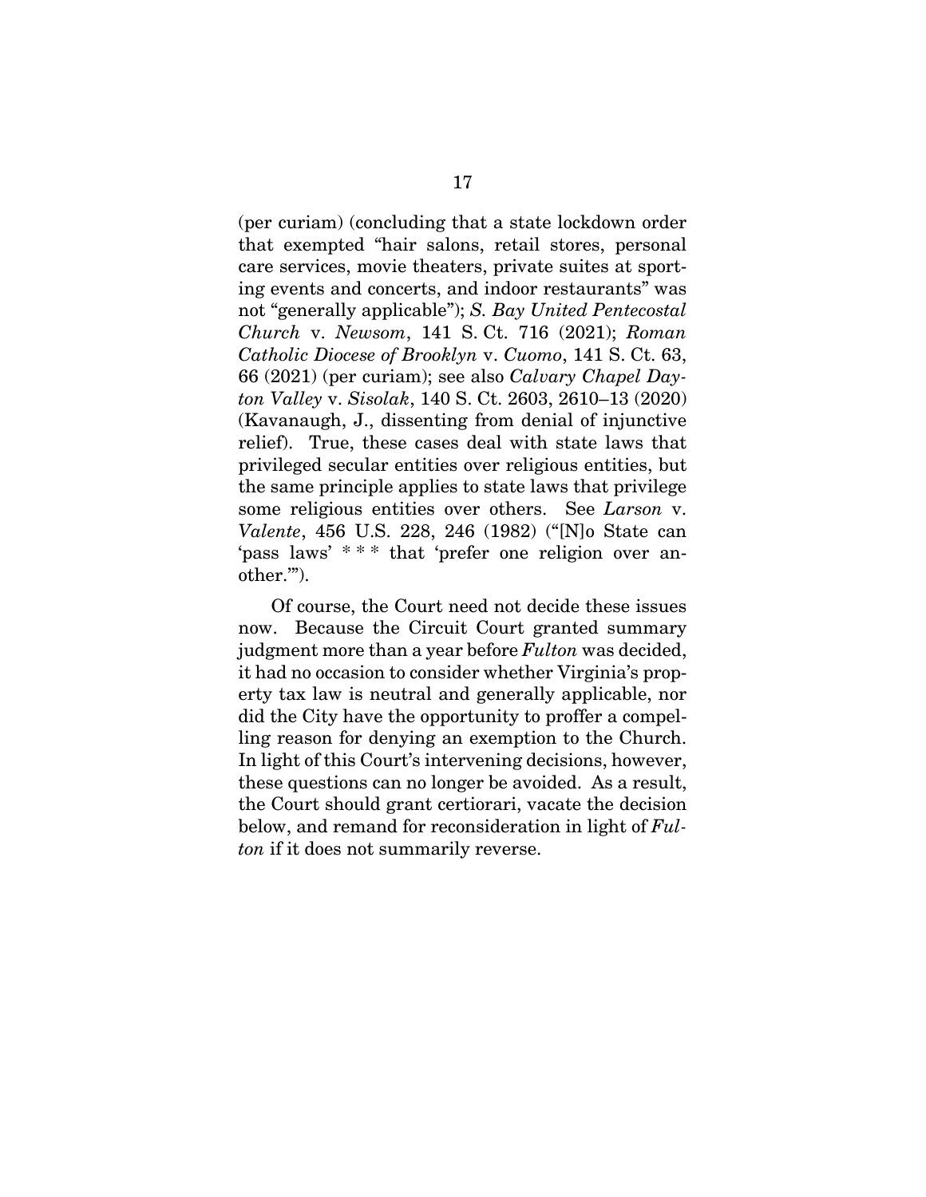(per curiam) (concluding that a state lockdown order that exempted "hair salons, retail stores, personal care services, movie theaters, private suites at sporting events and concerts, and indoor restaurants" was not "generally applicable"); *S. Bay United Pentecostal Church* v. *Newsom*, 141 S. Ct. 716 (2021); *Roman Catholic Diocese of Brooklyn* v. *Cuomo*, 141 S. Ct. 63, 66 (2021) (per curiam); see also *Calvary Chapel Dayton Valley* v. *Sisolak*, 140 S. Ct. 2603, 2610–13 (2020) (Kavanaugh, J., dissenting from denial of injunctive relief). True, these cases deal with state laws that privileged secular entities over religious entities, but the same principle applies to state laws that privilege some religious entities over others. See *Larson* v. *Valente*, 456 U.S. 228, 246 (1982) ("[N]o State can 'pass laws' * * * that 'prefer one religion over another.'").

Of course, the Court need not decide these issues now. Because the Circuit Court granted summary judgment more than a year before *Fulton* was decided, it had no occasion to consider whether Virginia's property tax law is neutral and generally applicable, nor did the City have the opportunity to proffer a compelling reason for denying an exemption to the Church. In light of this Court's intervening decisions, however, these questions can no longer be avoided. As a result, the Court should grant certiorari, vacate the decision below, and remand for reconsideration in light of *Fulton* if it does not summarily reverse.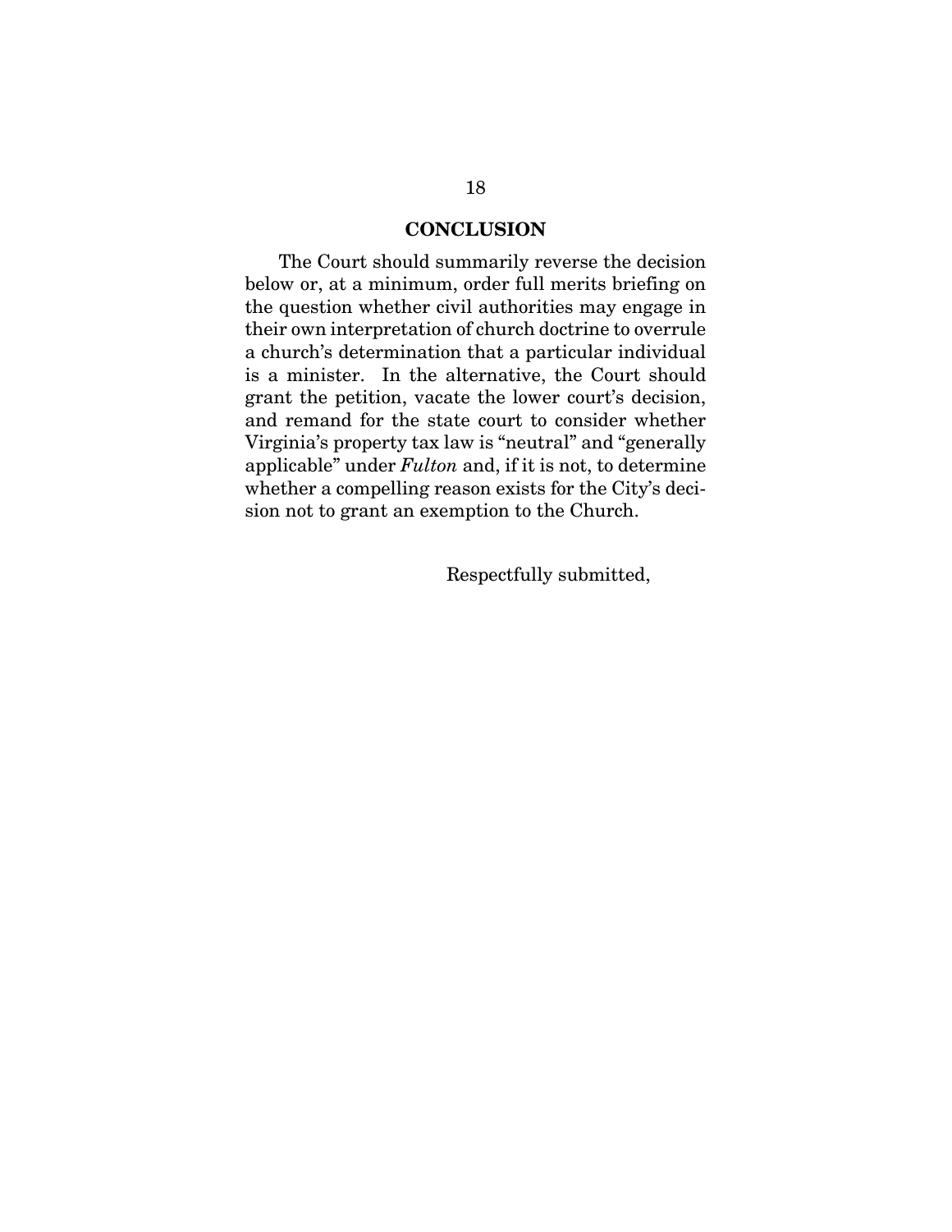## CONCLUSION

The Court should summarily reverse the decision below or, at a minimum, order full merits briefing on the question whether civil authorities may engage in their own interpretation of church doctrine to overrule a church's determination that a particular individual is a minister. In the alternative, the Court should grant the petition, vacate the lower court's decision, and remand for the state court to consider whether Virginia's property tax law is "neutral" and "generally applicable" under *Fulton* and, if it is not, to determine whether a compelling reason exists for the City's decision not to grant an exemption to the Church.

Respectfully submitted,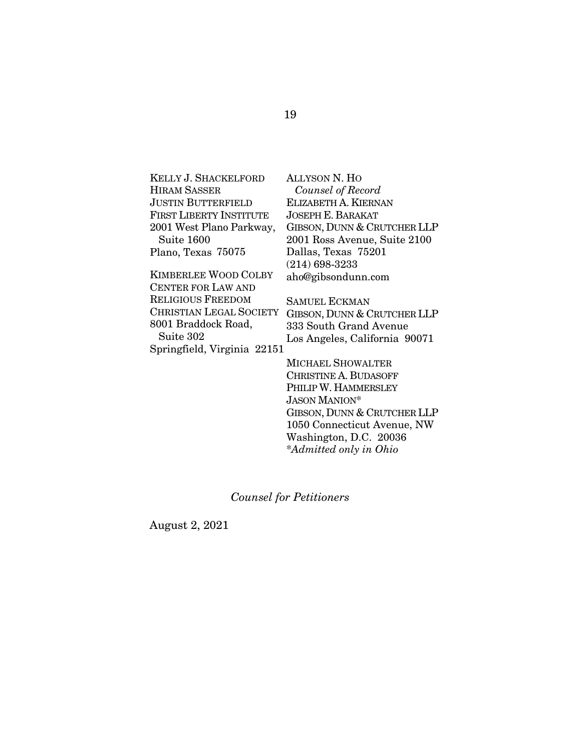KELLY J. SHACKELFORD
HIRAM SASSER
JUSTIN BUTTERFIELD
FIRST LIBERTY INSTITUTE
2001 West Plano Parkway,
Suite 1600
Plano, Texas 75075

KIMBERLEE WOOD COLBY
CENTER FOR LAW AND
RELIGIOUS FREEDOM
CHRISTIAN LEGAL SOCIETY
8001 Braddock Road,
Suite 302
Springfield, Virginia 22151

ALLYSON N. HO
*Counsel of Record*
ELIZABETH A. KIERNAN
JOSEPH E. BARAKAT
GIBSON, DUNN & CRUTCHER LLP
2001 Ross Avenue, Suite 2100
Dallas, Texas 75201
(214) 698-3233
aho@gibsondunn.com

SAMUEL ECKMAN
GIBSON, DUNN & CRUTCHER LLP
333 South Grand Avenue
Los Angeles, California 90071

MICHAEL SHOWALTER
CHRISTINE A. BUDASOFF
PHILIP W. HAMMERSLEY
JASON MANION*
GIBSON, DUNN & CRUTCHER LLP
1050 Connecticut Avenue, NW
Washington, D.C. 20036
**Admitted only in Ohio*

*Counsel for Petitioners*

August 2, 2021